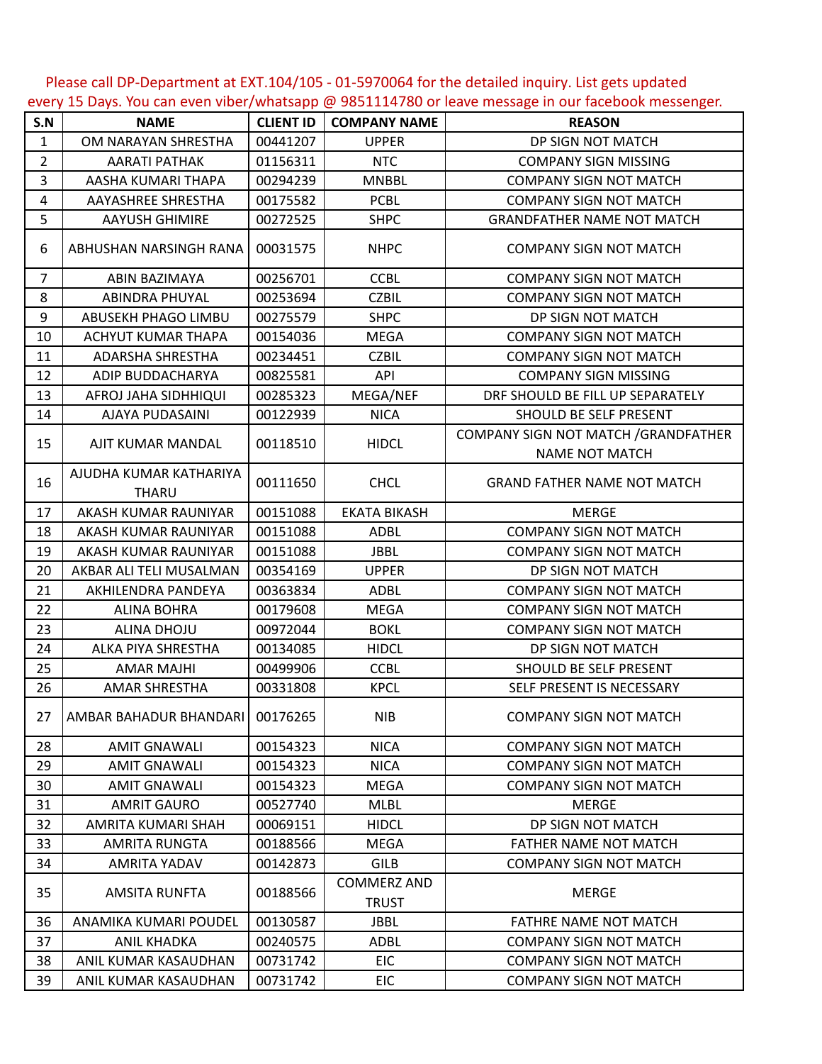Please call DP-Department at EXT.104/105 - 01-5970064 for the detailed inquiry. List gets updated every 15 Days. You can even viber/whatsapp @ 9851114780 or leave message in our facebook messenger.

| S.N | NAME | CLIENT ID | COMPANY NAME | REASON |
|---|---|---|---|---|
| 1 | OM NARAYAN SHRESTHA | 00441207 | UPPER | DP SIGN NOT MATCH |
| 2 | AARATI PATHAK | 01156311 | NTC | COMPANY SIGN MISSING |
| 3 | AASHA KUMARI THAPA | 00294239 | MNBBL | COMPANY SIGN NOT MATCH |
| 4 | AAYASHREE SHRESTHA | 00175582 | PCBL | COMPANY SIGN NOT MATCH |
| 5 | AAYUSH GHIMIRE | 00272525 | SHPC | GRANDFATHER NAME NOT MATCH |
| 6 | ABHUSHAN NARSINGH RANA | 00031575 | NHPC | COMPANY SIGN NOT MATCH |
| 7 | ABIN BAZIMAYA | 00256701 | CCBL | COMPANY SIGN NOT MATCH |
| 8 | ABINDRA PHUYAL | 00253694 | CZBIL | COMPANY SIGN NOT MATCH |
| 9 | ABUSEKH PHAGO LIMBU | 00275579 | SHPC | DP SIGN NOT MATCH |
| 10 | ACHYUT KUMAR THAPA | 00154036 | MEGA | COMPANY SIGN NOT MATCH |
| 11 | ADARSHA SHRESTHA | 00234451 | CZBIL | COMPANY SIGN NOT MATCH |
| 12 | ADIP BUDDACHARYA | 00825581 | API | COMPANY SIGN MISSING |
| 13 | AFROJ JAHA SIDHHIQUI | 00285323 | MEGA/NEF | DRF SHOULD BE FILL UP SEPARATELY |
| 14 | AJAYA PUDASAINI | 00122939 | NICA | SHOULD BE SELF PRESENT |
| 15 | AJIT KUMAR MANDAL | 00118510 | HIDCL | COMPANY SIGN NOT MATCH /GRANDFATHER NAME NOT MATCH |
| 16 | AJUDHA KUMAR KATHARIYA THARU | 00111650 | CHCL | GRAND FATHER NAME NOT MATCH |
| 17 | AKASH KUMAR RAUNIYAR | 00151088 | EKATA BIKASH | MERGE |
| 18 | AKASH KUMAR RAUNIYAR | 00151088 | ADBL | COMPANY SIGN NOT MATCH |
| 19 | AKASH KUMAR RAUNIYAR | 00151088 | JBBL | COMPANY SIGN NOT MATCH |
| 20 | AKBAR ALI TELI MUSALMAN | 00354169 | UPPER | DP SIGN NOT MATCH |
| 21 | AKHILENDRA PANDEYA | 00363834 | ADBL | COMPANY SIGN NOT MATCH |
| 22 | ALINA BOHRA | 00179608 | MEGA | COMPANY SIGN NOT MATCH |
| 23 | ALINA DHOJU | 00972044 | BOKL | COMPANY SIGN NOT MATCH |
| 24 | ALKA PIYA SHRESTHA | 00134085 | HIDCL | DP SIGN NOT MATCH |
| 25 | AMAR MAJHI | 00499906 | CCBL | SHOULD BE SELF PRESENT |
| 26 | AMAR SHRESTHA | 00331808 | KPCL | SELF PRESENT IS NECESSARY |
| 27 | AMBAR BAHADUR BHANDARI | 00176265 | NIB | COMPANY SIGN NOT MATCH |
| 28 | AMIT GNAWALI | 00154323 | NICA | COMPANY SIGN NOT MATCH |
| 29 | AMIT GNAWALI | 00154323 | NICA | COMPANY SIGN NOT MATCH |
| 30 | AMIT GNAWALI | 00154323 | MEGA | COMPANY SIGN NOT MATCH |
| 31 | AMRIT GAURO | 00527740 | MLBL | MERGE |
| 32 | AMRITA KUMARI SHAH | 00069151 | HIDCL | DP SIGN NOT MATCH |
| 33 | AMRITA RUNGTA | 00188566 | MEGA | FATHER NAME NOT MATCH |
| 34 | AMRITA YADAV | 00142873 | GILB | COMPANY SIGN NOT MATCH |
| 35 | AMSITA RUNFTA | 00188566 | COMMERZ AND TRUST | MERGE |
| 36 | ANAMIKA KUMARI POUDEL | 00130587 | JBBL | FATHRE NAME NOT MATCH |
| 37 | ANIL KHADKA | 00240575 | ADBL | COMPANY SIGN NOT MATCH |
| 38 | ANIL KUMAR KASAUDHAN | 00731742 | EIC | COMPANY SIGN NOT MATCH |
| 39 | ANIL KUMAR KASAUDHAN | 00731742 | EIC | COMPANY SIGN NOT MATCH |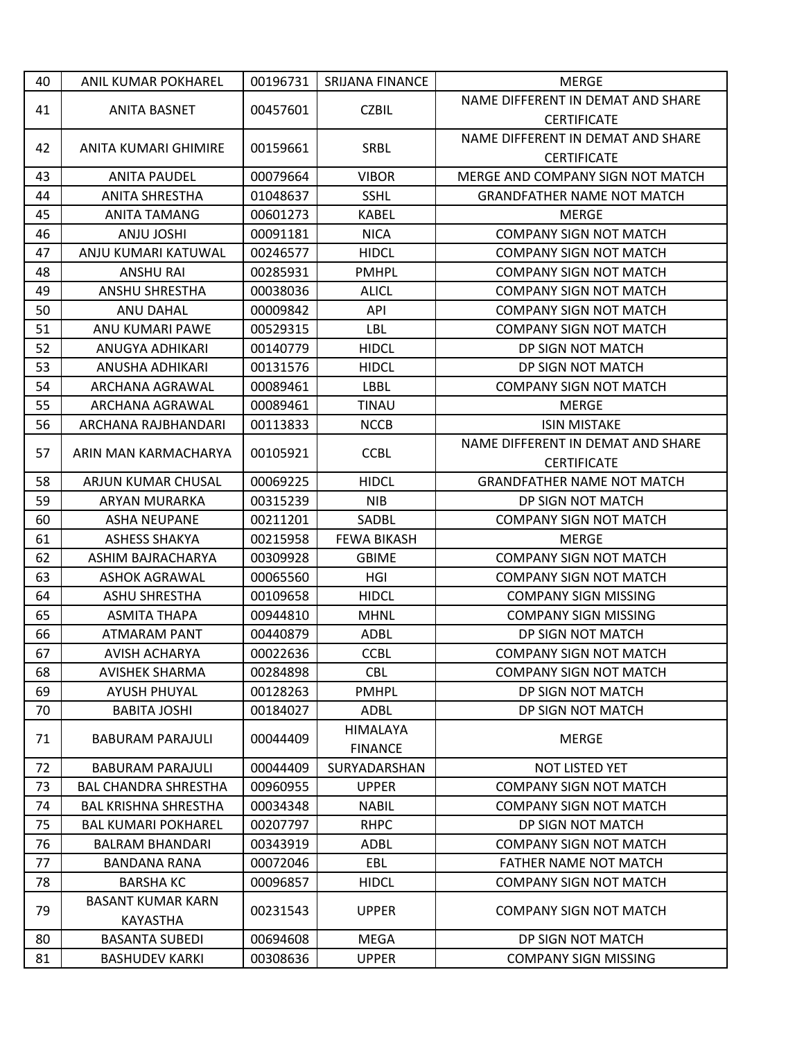| | | | | |
|---|---|---|---|---|
| 40 | ANIL KUMAR POKHAREL | 00196731 | SRIJANA FINANCE | MERGE |
| 41 | ANITA BASNET | 00457601 | CZBIL | NAME DIFFERENT IN DEMAT AND SHARE CERTIFICATE |
| 42 | ANITA KUMARI GHIMIRE | 00159661 | SRBL | NAME DIFFERENT IN DEMAT AND SHARE CERTIFICATE |
| 43 | ANITA PAUDEL | 00079664 | VIBOR | MERGE AND COMPANY SIGN NOT MATCH |
| 44 | ANITA SHRESTHA | 01048637 | SSHL | GRANDFATHER NAME NOT MATCH |
| 45 | ANITA TAMANG | 00601273 | KABEL | MERGE |
| 46 | ANJU JOSHI | 00091181 | NICA | COMPANY SIGN NOT MATCH |
| 47 | ANJU KUMARI KATUWAL | 00246577 | HIDCL | COMPANY SIGN NOT MATCH |
| 48 | ANSHU RAI | 00285931 | PMHPL | COMPANY SIGN NOT MATCH |
| 49 | ANSHU SHRESTHA | 00038036 | ALICL | COMPANY SIGN NOT MATCH |
| 50 | ANU DAHAL | 00009842 | API | COMPANY SIGN NOT MATCH |
| 51 | ANU KUMARI PAWE | 00529315 | LBL | COMPANY SIGN NOT MATCH |
| 52 | ANUGYA ADHIKARI | 00140779 | HIDCL | DP SIGN NOT MATCH |
| 53 | ANUSHA ADHIKARI | 00131576 | HIDCL | DP SIGN NOT MATCH |
| 54 | ARCHANA AGRAWAL | 00089461 | LBBL | COMPANY SIGN NOT MATCH |
| 55 | ARCHANA AGRAWAL | 00089461 | TINAU | MERGE |
| 56 | ARCHANA RAJBHANDARI | 00113833 | NCCB | ISIN MISTAKE |
| 57 | ARIN MAN KARMACHARYA | 00105921 | CCBL | NAME DIFFERENT IN DEMAT AND SHARE CERTIFICATE |
| 58 | ARJUN KUMAR CHUSAL | 00069225 | HIDCL | GRANDFATHER NAME NOT MATCH |
| 59 | ARYAN MURARKA | 00315239 | NIB | DP SIGN NOT MATCH |
| 60 | ASHA NEUPANE | 00211201 | SADBL | COMPANY SIGN NOT MATCH |
| 61 | ASHESS SHAKYA | 00215958 | FEWA BIKASH | MERGE |
| 62 | ASHIM BAJRACHARYA | 00309928 | GBIME | COMPANY SIGN NOT MATCH |
| 63 | ASHOK AGRAWAL | 00065560 | HGI | COMPANY SIGN NOT MATCH |
| 64 | ASHU SHRESTHA | 00109658 | HIDCL | COMPANY SIGN MISSING |
| 65 | ASMITA THAPA | 00944810 | MHNL | COMPANY SIGN MISSING |
| 66 | ATMARAM PANT | 00440879 | ADBL | DP SIGN NOT MATCH |
| 67 | AVISH ACHARYA | 00022636 | CCBL | COMPANY SIGN NOT MATCH |
| 68 | AVISHEK SHARMA | 00284898 | CBL | COMPANY SIGN NOT MATCH |
| 69 | AYUSH PHUYAL | 00128263 | PMHPL | DP SIGN NOT MATCH |
| 70 | BABITA JOSHI | 00184027 | ADBL | DP SIGN NOT MATCH |
| 71 | BABURAM PARAJULI | 00044409 | HIMALAYA FINANCE | MERGE |
| 72 | BABURAM PARAJULI | 00044409 | SURYADARSHAN | NOT LISTED YET |
| 73 | BAL CHANDRA SHRESTHA | 00960955 | UPPER | COMPANY SIGN NOT MATCH |
| 74 | BAL KRISHNA SHRESTHA | 00034348 | NABIL | COMPANY SIGN NOT MATCH |
| 75 | BAL KUMARI POKHAREL | 00207797 | RHPC | DP SIGN NOT MATCH |
| 76 | BALRAM BHANDARI | 00343919 | ADBL | COMPANY SIGN NOT MATCH |
| 77 | BANDANA RANA | 00072046 | EBL | FATHER NAME NOT MATCH |
| 78 | BARSHA KC | 00096857 | HIDCL | COMPANY SIGN NOT MATCH |
| 79 | BASANT KUMAR KARN KAYASTHA | 00231543 | UPPER | COMPANY SIGN NOT MATCH |
| 80 | BASANTA SUBEDI | 00694608 | MEGA | DP SIGN NOT MATCH |
| 81 | BASHUDEV KARKI | 00308636 | UPPER | COMPANY SIGN MISSING |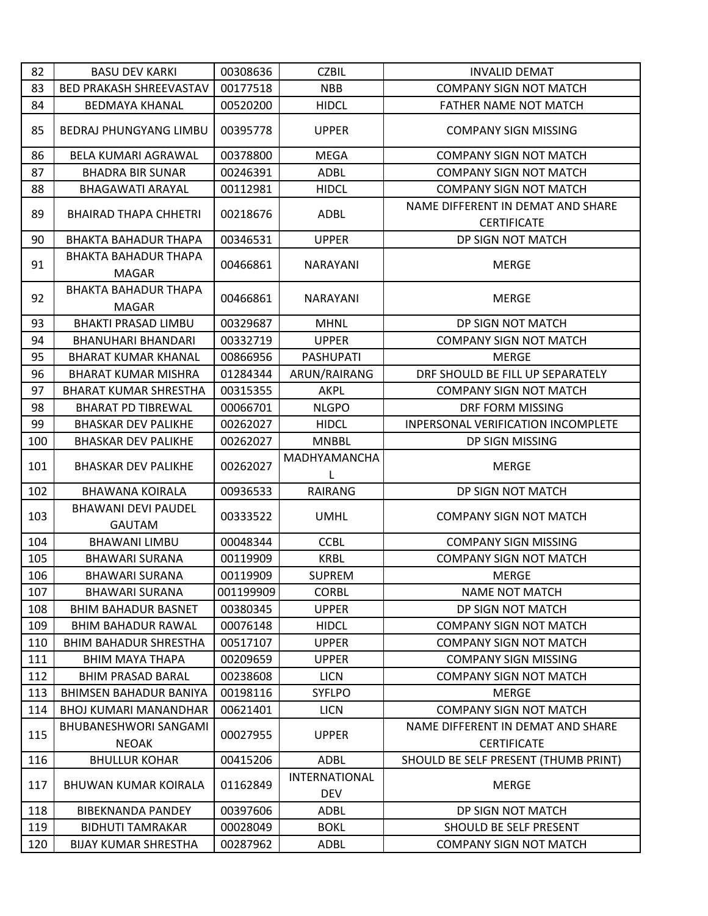| 82 | BASU DEV KARKI | 00308636 | CZBIL | INVALID DEMAT |
|---|---|---|---|---|
| 83 | BED PRAKASH SHREEVASTAV | 00177518 | NBB | COMPANY SIGN NOT MATCH |
| 84 | BEDMAYA KHANAL | 00520200 | HIDCL | FATHER NAME NOT MATCH |
| 85 | BEDRAJ PHUNGYANG LIMBU | 00395778 | UPPER | COMPANY SIGN MISSING |
| 86 | BELA KUMARI AGRAWAL | 00378800 | MEGA | COMPANY SIGN NOT MATCH |
| 87 | BHADRA BIR SUNAR | 00246391 | ADBL | COMPANY SIGN NOT MATCH |
| 88 | BHAGAWATI ARAYAL | 00112981 | HIDCL | COMPANY SIGN NOT MATCH |
| 89 | BHAIRAD THAPA CHHETRI | 00218676 | ADBL | NAME DIFFERENT IN DEMAT AND SHARE CERTIFICATE |
| 90 | BHAKTA BAHADUR THAPA | 00346531 | UPPER | DP SIGN NOT MATCH |
| 91 | BHAKTA BAHADUR THAPA MAGAR | 00466861 | NARAYANI | MERGE |
| 92 | BHAKTA BAHADUR THAPA MAGAR | 00466861 | NARAYANI | MERGE |
| 93 | BHAKTI PRASAD LIMBU | 00329687 | MHNL | DP SIGN NOT MATCH |
| 94 | BHANUHARI BHANDARI | 00332719 | UPPER | COMPANY SIGN NOT MATCH |
| 95 | BHARAT KUMAR KHANAL | 00866956 | PASHUPATI | MERGE |
| 96 | BHARAT KUMAR MISHRA | 01284344 | ARUN/RAIRANG | DRF SHOULD BE FILL UP SEPARATELY |
| 97 | BHARAT KUMAR SHRESTHA | 00315355 | AKPL | COMPANY SIGN NOT MATCH |
| 98 | BHARAT PD TIBREWAL | 00066701 | NLGPO | DRF FORM MISSING |
| 99 | BHASKAR DEV PALIKHE | 00262027 | HIDCL | INPERSONAL VERIFICATION INCOMPLETE |
| 100 | BHASKAR DEV PALIKHE | 00262027 | MNBBL | DP SIGN MISSING |
| 101 | BHASKAR DEV PALIKHE | 00262027 | MADHYAMANCHAL | MERGE |
| 102 | BHAWANA KOIRALA | 00936533 | RAIRANG | DP SIGN NOT MATCH |
| 103 | BHAWANI DEVI PAUDEL GAUTAM | 00333522 | UMHL | COMPANY SIGN NOT MATCH |
| 104 | BHAWANI LIMBU | 00048344 | CCBL | COMPANY SIGN MISSING |
| 105 | BHAWARI SURANA | 00119909 | KRBL | COMPANY SIGN NOT MATCH |
| 106 | BHAWARI SURANA | 00119909 | SUPREM | MERGE |
| 107 | BHAWARI SURANA | 001199909 | CORBL | NAME NOT MATCH |
| 108 | BHIM BAHADUR BASNET | 00380345 | UPPER | DP SIGN NOT MATCH |
| 109 | BHIM BAHADUR RAWAL | 00076148 | HIDCL | COMPANY SIGN NOT MATCH |
| 110 | BHIM BAHADUR SHRESTHA | 00517107 | UPPER | COMPANY SIGN NOT MATCH |
| 111 | BHIM MAYA THAPA | 00209659 | UPPER | COMPANY SIGN MISSING |
| 112 | BHIM PRASAD BARAL | 00238608 | LICN | COMPANY SIGN NOT MATCH |
| 113 | BHIMSEN BAHADUR BANIYA | 00198116 | SYFLPO | MERGE |
| 114 | BHOJ KUMARI MANANDHAR | 00621401 | LICN | COMPANY SIGN NOT MATCH |
| 115 | BHUBANESHWORI SANGAMI NEOAK | 00027955 | UPPER | NAME DIFFERENT IN DEMAT AND SHARE CERTIFICATE |
| 116 | BHULLUR KOHAR | 00415206 | ADBL | SHOULD BE SELF PRESENT (THUMB PRINT) |
| 117 | BHUWAN KUMAR KOIRALA | 01162849 | INTERNATIONAL DEV | MERGE |
| 118 | BIBEKNANDA PANDEY | 00397606 | ADBL | DP SIGN NOT MATCH |
| 119 | BIDHUTI TAMRAKAR | 00028049 | BOKL | SHOULD BE SELF PRESENT |
| 120 | BIJAY KUMAR SHRESTHA | 00287962 | ADBL | COMPANY SIGN NOT MATCH |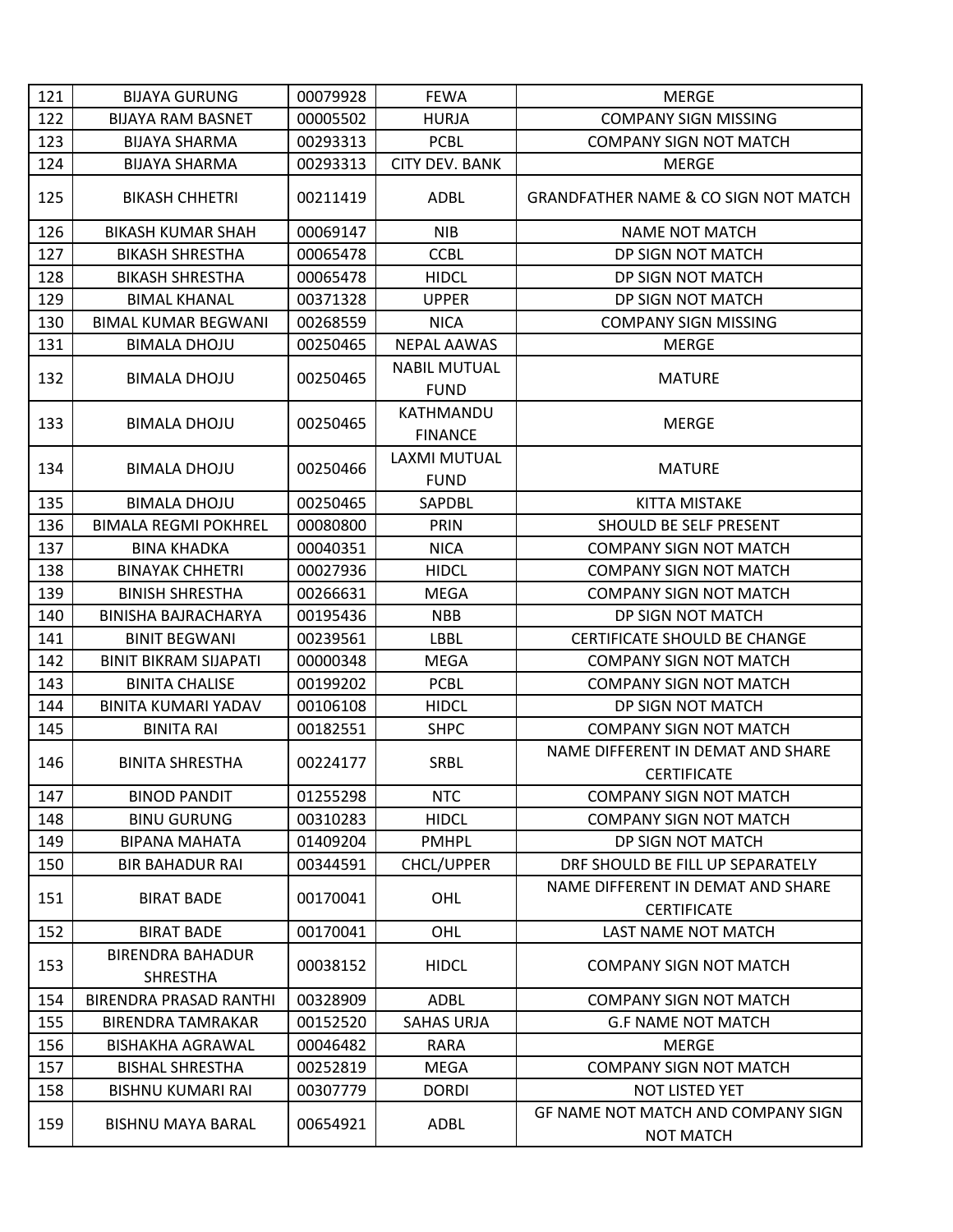| 121 | BIJAYA GURUNG | 00079928 | FEWA | MERGE |
|---|---|---|---|---|
| 122 | BIJAYA RAM BASNET | 00005502 | HURJA | COMPANY SIGN MISSING |
| 123 | BIJAYA SHARMA | 00293313 | PCBL | COMPANY SIGN NOT MATCH |
| 124 | BIJAYA SHARMA | 00293313 | CITY DEV. BANK | MERGE |
| 125 | BIKASH CHHETRI | 00211419 | ADBL | GRANDFATHER NAME & CO SIGN NOT MATCH |
| 126 | BIKASH KUMAR SHAH | 00069147 | NIB | NAME NOT MATCH |
| 127 | BIKASH SHRESTHA | 00065478 | CCBL | DP SIGN NOT MATCH |
| 128 | BIKASH SHRESTHA | 00065478 | HIDCL | DP SIGN NOT MATCH |
| 129 | BIMAL KHANAL | 00371328 | UPPER | DP SIGN NOT MATCH |
| 130 | BIMAL KUMAR BEGWANI | 00268559 | NICA | COMPANY SIGN MISSING |
| 131 | BIMALA DHOJU | 00250465 | NEPAL AAWAS | MERGE |
| 132 | BIMALA DHOJU | 00250465 | NABIL MUTUAL FUND | MATURE |
| 133 | BIMALA DHOJU | 00250465 | KATHMANDU FINANCE | MERGE |
| 134 | BIMALA DHOJU | 00250466 | LAXMI MUTUAL FUND | MATURE |
| 135 | BIMALA DHOJU | 00250465 | SAPDBL | KITTA MISTAKE |
| 136 | BIMALA REGMI POKHREL | 00080800 | PRIN | SHOULD BE SELF PRESENT |
| 137 | BINA KHADKA | 00040351 | NICA | COMPANY SIGN NOT MATCH |
| 138 | BINAYAK CHHETRI | 00027936 | HIDCL | COMPANY SIGN NOT MATCH |
| 139 | BINISH SHRESTHA | 00266631 | MEGA | COMPANY SIGN NOT MATCH |
| 140 | BINISHA BAJRACHARYA | 00195436 | NBB | DP SIGN NOT MATCH |
| 141 | BINIT BEGWANI | 00239561 | LBBL | CERTIFICATE SHOULD BE CHANGE |
| 142 | BINIT BIKRAM SIJAPATI | 00000348 | MEGA | COMPANY SIGN NOT MATCH |
| 143 | BINITA CHALISE | 00199202 | PCBL | COMPANY SIGN NOT MATCH |
| 144 | BINITA KUMARI YADAV | 00106108 | HIDCL | DP SIGN NOT MATCH |
| 145 | BINITA RAI | 00182551 | SHPC | COMPANY SIGN NOT MATCH |
| 146 | BINITA SHRESTHA | 00224177 | SRBL | NAME DIFFERENT IN DEMAT AND SHARE CERTIFICATE |
| 147 | BINOD PANDIT | 01255298 | NTC | COMPANY SIGN NOT MATCH |
| 148 | BINU GURUNG | 00310283 | HIDCL | COMPANY SIGN NOT MATCH |
| 149 | BIPANA MAHATA | 01409204 | PMHPL | DP SIGN NOT MATCH |
| 150 | BIR BAHADUR RAI | 00344591 | CHCL/UPPER | DRF SHOULD BE FILL UP SEPARATELY |
| 151 | BIRAT BADE | 00170041 | OHL | NAME DIFFERENT IN DEMAT AND SHARE CERTIFICATE |
| 152 | BIRAT BADE | 00170041 | OHL | LAST NAME NOT MATCH |
| 153 | BIRENDRA BAHADUR SHRESTHA | 00038152 | HIDCL | COMPANY SIGN NOT MATCH |
| 154 | BIRENDRA PRASAD RANTHI | 00328909 | ADBL | COMPANY SIGN NOT MATCH |
| 155 | BIRENDRA TAMRAKAR | 00152520 | SAHAS URJA | G.F NAME NOT MATCH |
| 156 | BISHAKHA AGRAWAL | 00046482 | RARA | MERGE |
| 157 | BISHAL SHRESTHA | 00252819 | MEGA | COMPANY SIGN NOT MATCH |
| 158 | BISHNU KUMARI RAI | 00307779 | DORDI | NOT LISTED YET |
| 159 | BISHNU MAYA BARAL | 00654921 | ADBL | GF NAME NOT MATCH AND COMPANY SIGN NOT MATCH |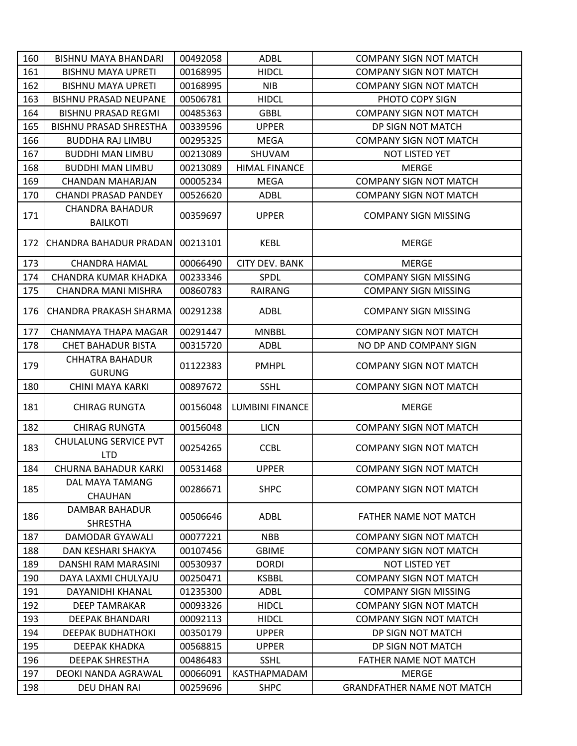| 160 | BISHNU MAYA BHANDARI | 00492058 | ADBL | COMPANY SIGN NOT MATCH |
|---|---|---|---|---|
| 161 | BISHNU MAYA UPRETI | 00168995 | HIDCL | COMPANY SIGN NOT MATCH |
| 162 | BISHNU MAYA UPRETI | 00168995 | NIB | COMPANY SIGN NOT MATCH |
| 163 | BISHNU PRASAD NEUPANE | 00506781 | HIDCL | PHOTO COPY SIGN |
| 164 | BISHNU PRASAD REGMI | 00485363 | GBBL | COMPANY SIGN NOT MATCH |
| 165 | BISHNU PRASAD SHRESTHA | 00339596 | UPPER | DP SIGN NOT MATCH |
| 166 | BUDDHA RAJ LIMBU | 00295325 | MEGA | COMPANY SIGN NOT MATCH |
| 167 | BUDDHI MAN LIMBU | 00213089 | SHUVAM | NOT LISTED YET |
| 168 | BUDDHI MAN LIMBU | 00213089 | HIMAL FINANCE | MERGE |
| 169 | CHANDAN MAHARJAN | 00005234 | MEGA | COMPANY SIGN NOT MATCH |
| 170 | CHANDI PRASAD PANDEY | 00526620 | ADBL | COMPANY SIGN NOT MATCH |
| 171 | CHANDRA BAHADUR BAILKOTI | 00359697 | UPPER | COMPANY SIGN MISSING |
| 172 | CHANDRA BAHADUR PRADAN | 00213101 | KEBL | MERGE |
| 173 | CHANDRA HAMAL | 00066490 | CITY DEV. BANK | MERGE |
| 174 | CHANDRA KUMAR KHADKA | 00233346 | SPDL | COMPANY SIGN MISSING |
| 175 | CHANDRA MANI MISHRA | 00860783 | RAIRANG | COMPANY SIGN MISSING |
| 176 | CHANDRA PRAKASH SHARMA | 00291238 | ADBL | COMPANY SIGN MISSING |
| 177 | CHANMAYA THAPA MAGAR | 00291447 | MNBBL | COMPANY SIGN NOT MATCH |
| 178 | CHET BAHADUR BISTA | 00315720 | ADBL | NO DP AND COMPANY SIGN |
| 179 | CHHATRA BAHADUR GURUNG | 01122383 | PMHPL | COMPANY SIGN NOT MATCH |
| 180 | CHINI MAYA KARKI | 00897672 | SSHL | COMPANY SIGN NOT MATCH |
| 181 | CHIRAG RUNGTA | 00156048 | LUMBINI FINANCE | MERGE |
| 182 | CHIRAG RUNGTA | 00156048 | LICN | COMPANY SIGN NOT MATCH |
| 183 | CHULALUNG SERVICE PVT LTD | 00254265 | CCBL | COMPANY SIGN NOT MATCH |
| 184 | CHURNA BAHADUR KARKI | 00531468 | UPPER | COMPANY SIGN NOT MATCH |
| 185 | DAL MAYA TAMANG CHAUHAN | 00286671 | SHPC | COMPANY SIGN NOT MATCH |
| 186 | DAMBAR BAHADUR SHRESTHA | 00506646 | ADBL | FATHER NAME NOT MATCH |
| 187 | DAMODAR GYAWALI | 00077221 | NBB | COMPANY SIGN NOT MATCH |
| 188 | DAN KESHARI SHAKYA | 00107456 | GBIME | COMPANY SIGN NOT MATCH |
| 189 | DANSHI RAM MARASINI | 00530937 | DORDI | NOT LISTED YET |
| 190 | DAYA LAXMI CHULYAJU | 00250471 | KSBBL | COMPANY SIGN NOT MATCH |
| 191 | DAYANIDHI KHANAL | 01235300 | ADBL | COMPANY SIGN MISSING |
| 192 | DEEP TAMRAKAR | 00093326 | HIDCL | COMPANY SIGN NOT MATCH |
| 193 | DEEPAK BHANDARI | 00092113 | HIDCL | COMPANY SIGN NOT MATCH |
| 194 | DEEPAK BUDHATHOKI | 00350179 | UPPER | DP SIGN NOT MATCH |
| 195 | DEEPAK KHADKA | 00568815 | UPPER | DP SIGN NOT MATCH |
| 196 | DEEPAK SHRESTHA | 00486483 | SSHL | FATHER NAME NOT MATCH |
| 197 | DEOKI NANDA AGRAWAL | 00066091 | KASTHAPMADAM | MERGE |
| 198 | DEU DHAN RAI | 00259696 | SHPC | GRANDFATHER NAME NOT MATCH |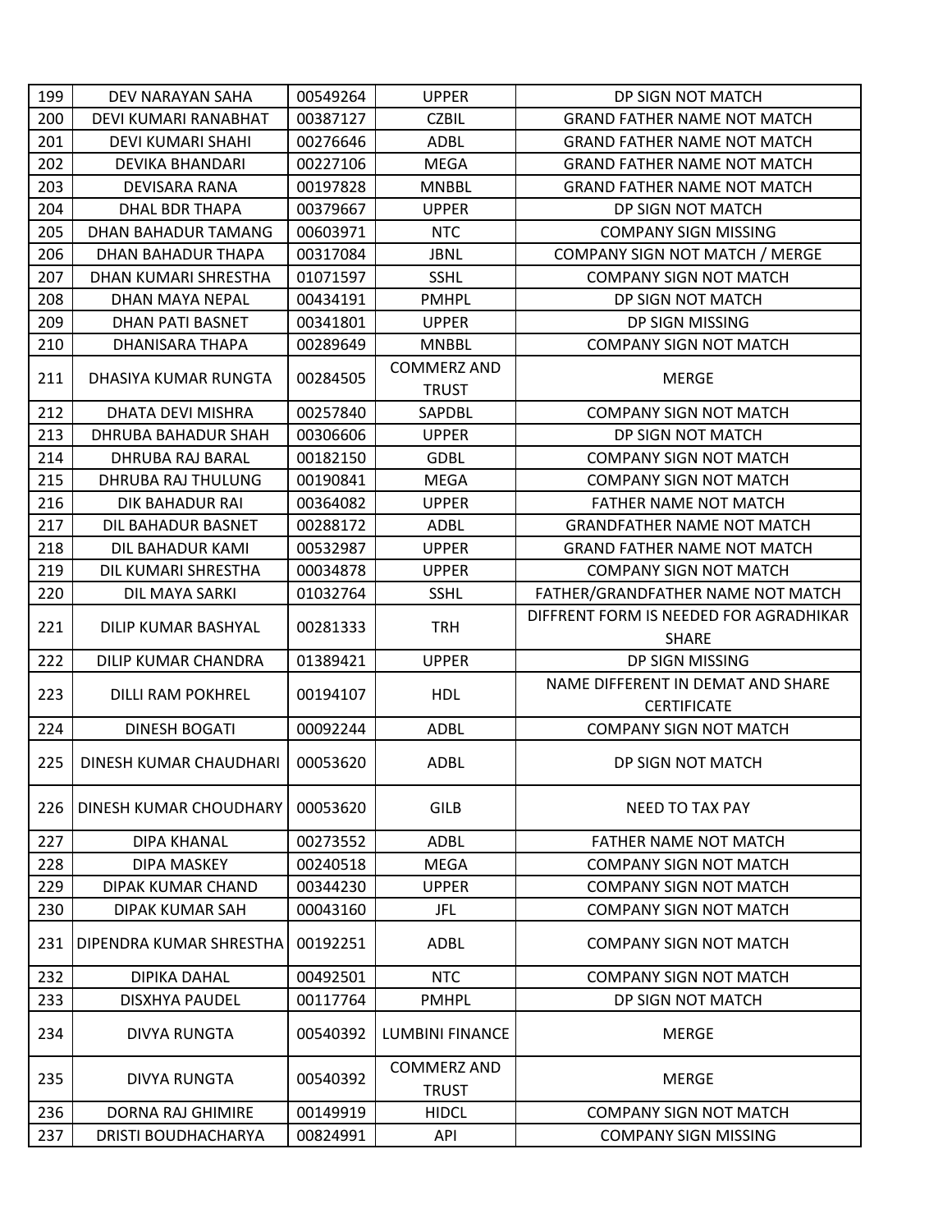| 199 | DEV NARAYAN SAHA | 00549264 | UPPER | DP SIGN NOT MATCH |
|---|---|---|---|---|
| 200 | DEVI KUMARI RANABHAT | 00387127 | CZBIL | GRAND FATHER NAME NOT MATCH |
| 201 | DEVI KUMARI SHAHI | 00276646 | ADBL | GRAND FATHER NAME NOT MATCH |
| 202 | DEVIKA BHANDARI | 00227106 | MEGA | GRAND FATHER NAME NOT MATCH |
| 203 | DEVISARA RANA | 00197828 | MNBBL | GRAND FATHER NAME NOT MATCH |
| 204 | DHAL BDR THAPA | 00379667 | UPPER | DP SIGN NOT MATCH |
| 205 | DHAN BAHADUR TAMANG | 00603971 | NTC | COMPANY SIGN MISSING |
| 206 | DHAN BAHADUR THAPA | 00317084 | JBNL | COMPANY SIGN NOT MATCH / MERGE |
| 207 | DHAN KUMARI SHRESTHA | 01071597 | SSHL | COMPANY SIGN NOT MATCH |
| 208 | DHAN MAYA NEPAL | 00434191 | PMHPL | DP SIGN NOT MATCH |
| 209 | DHAN PATI BASNET | 00341801 | UPPER | DP SIGN MISSING |
| 210 | DHANISARA THAPA | 00289649 | MNBBL | COMPANY SIGN NOT MATCH |
| 211 | DHASIYA KUMAR RUNGTA | 00284505 | COMMERZ AND TRUST | MERGE |
| 212 | DHATA DEVI MISHRA | 00257840 | SAPDBL | COMPANY SIGN NOT MATCH |
| 213 | DHRUBA BAHADUR SHAH | 00306606 | UPPER | DP SIGN NOT MATCH |
| 214 | DHRUBA RAJ BARAL | 00182150 | GDBL | COMPANY SIGN NOT MATCH |
| 215 | DHRUBA RAJ THULUNG | 00190841 | MEGA | COMPANY SIGN NOT MATCH |
| 216 | DIK BAHADUR RAI | 00364082 | UPPER | FATHER NAME NOT MATCH |
| 217 | DIL BAHADUR BASNET | 00288172 | ADBL | GRANDFATHER NAME NOT MATCH |
| 218 | DIL BAHADUR KAMI | 00532987 | UPPER | GRAND FATHER NAME NOT MATCH |
| 219 | DIL KUMARI SHRESTHA | 00034878 | UPPER | COMPANY SIGN NOT MATCH |
| 220 | DIL MAYA SARKI | 01032764 | SSHL | FATHER/GRANDFATHER NAME NOT MATCH |
| 221 | DILIP KUMAR BASHYAL | 00281333 | TRH | DIFFRENT FORM IS NEEDED FOR AGRADHIKAR SHARE |
| 222 | DILIP KUMAR CHANDRA | 01389421 | UPPER | DP SIGN MISSING |
| 223 | DILLI RAM POKHREL | 00194107 | HDL | NAME DIFFERENT IN DEMAT AND SHARE CERTIFICATE |
| 224 | DINESH BOGATI | 00092244 | ADBL | COMPANY SIGN NOT MATCH |
| 225 | DINESH KUMAR CHAUDHARI | 00053620 | ADBL | DP SIGN NOT MATCH |
| 226 | DINESH KUMAR CHOUDHARY | 00053620 | GILB | NEED TO TAX PAY |
| 227 | DIPA KHANAL | 00273552 | ADBL | FATHER NAME NOT MATCH |
| 228 | DIPA MASKEY | 00240518 | MEGA | COMPANY SIGN NOT MATCH |
| 229 | DIPAK KUMAR CHAND | 00344230 | UPPER | COMPANY SIGN NOT MATCH |
| 230 | DIPAK KUMAR SAH | 00043160 | JFL | COMPANY SIGN NOT MATCH |
| 231 | DIPENDRA KUMAR SHRESTHA | 00192251 | ADBL | COMPANY SIGN NOT MATCH |
| 232 | DIPIKA DAHAL | 00492501 | NTC | COMPANY SIGN NOT MATCH |
| 233 | DISXHYA PAUDEL | 00117764 | PMHPL | DP SIGN NOT MATCH |
| 234 | DIVYA RUNGTA | 00540392 | LUMBINI FINANCE | MERGE |
| 235 | DIVYA RUNGTA | 00540392 | COMMERZ AND TRUST | MERGE |
| 236 | DORNA RAJ GHIMIRE | 00149919 | HIDCL | COMPANY SIGN NOT MATCH |
| 237 | DRISTI BOUDHACHARYA | 00824991 | API | COMPANY SIGN MISSING |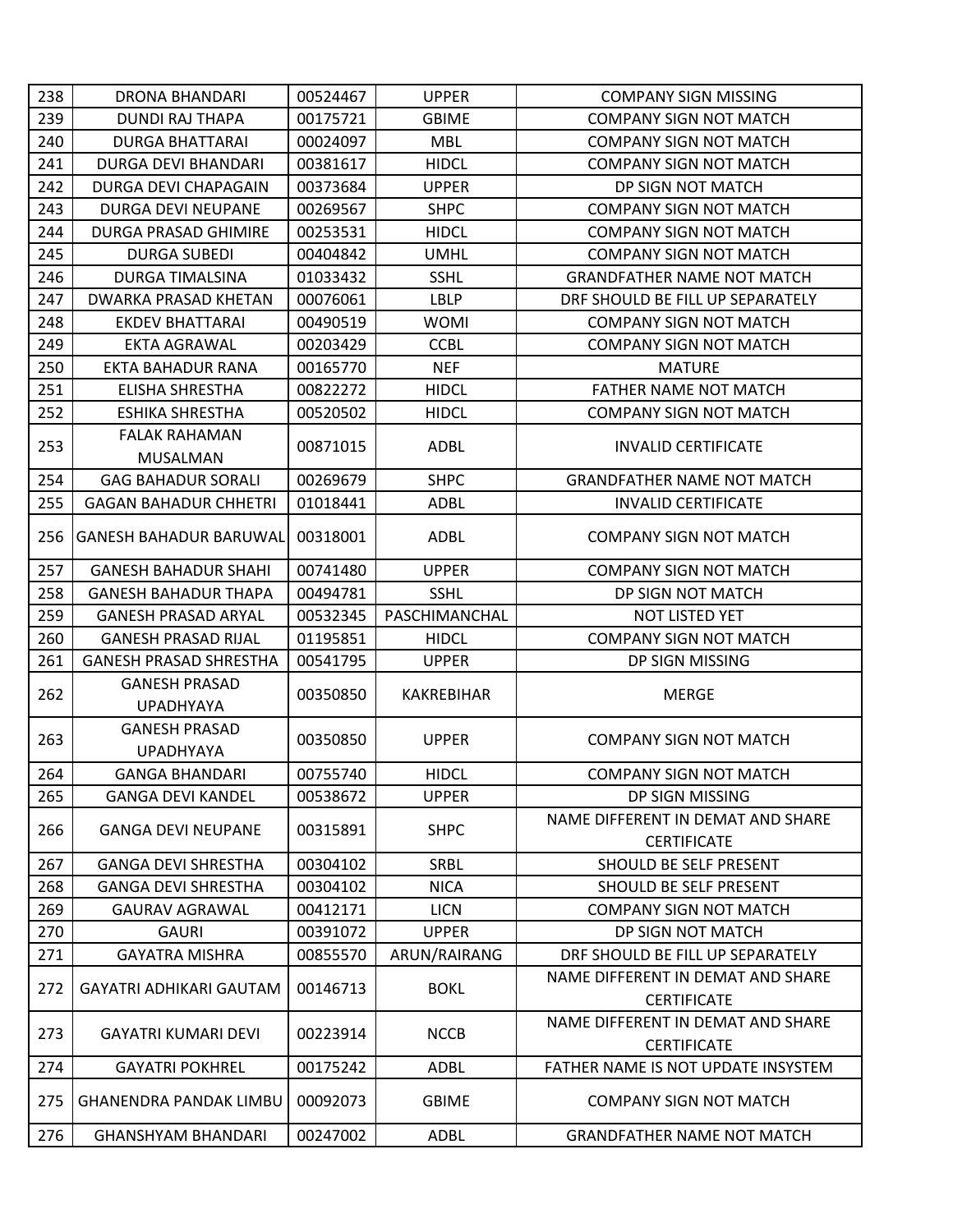| 238 | DRONA BHANDARI | 00524467 | UPPER | COMPANY SIGN MISSING |
|---|---|---|---|---|
| 239 | DUNDI RAJ THAPA | 00175721 | GBIME | COMPANY SIGN NOT MATCH |
| 240 | DURGA BHATTARAI | 00024097 | MBL | COMPANY SIGN NOT MATCH |
| 241 | DURGA DEVI BHANDARI | 00381617 | HIDCL | COMPANY SIGN NOT MATCH |
| 242 | DURGA DEVI CHAPAGAIN | 00373684 | UPPER | DP SIGN NOT MATCH |
| 243 | DURGA DEVI NEUPANE | 00269567 | SHPC | COMPANY SIGN NOT MATCH |
| 244 | DURGA PRASAD GHIMIRE | 00253531 | HIDCL | COMPANY SIGN NOT MATCH |
| 245 | DURGA SUBEDI | 00404842 | UMHL | COMPANY SIGN NOT MATCH |
| 246 | DURGA TIMALSINA | 01033432 | SSHL | GRANDFATHER NAME NOT MATCH |
| 247 | DWARKA PRASAD KHETAN | 00076061 | LBLP | DRF SHOULD BE FILL UP SEPARATELY |
| 248 | EKDEV BHATTARAI | 00490519 | WOMI | COMPANY SIGN NOT MATCH |
| 249 | EKTA AGRAWAL | 00203429 | CCBL | COMPANY SIGN NOT MATCH |
| 250 | EKTA BAHADUR RANA | 00165770 | NEF | MATURE |
| 251 | ELISHA SHRESTHA | 00822272 | HIDCL | FATHER NAME NOT MATCH |
| 252 | ESHIKA SHRESTHA | 00520502 | HIDCL | COMPANY SIGN NOT MATCH |
| 253 | FALAK RAHAMAN MUSALMAN | 00871015 | ADBL | INVALID CERTIFICATE |
| 254 | GAG BAHADUR SORALI | 00269679 | SHPC | GRANDFATHER NAME NOT MATCH |
| 255 | GAGAN BAHADUR CHHETRI | 01018441 | ADBL | INVALID CERTIFICATE |
| 256 | GANESH BAHADUR BARUWAL | 00318001 | ADBL | COMPANY SIGN NOT MATCH |
| 257 | GANESH BAHADUR SHAHI | 00741480 | UPPER | COMPANY SIGN NOT MATCH |
| 258 | GANESH BAHADUR THAPA | 00494781 | SSHL | DP SIGN NOT MATCH |
| 259 | GANESH PRASAD ARYAL | 00532345 | PASCHIMANCHAL | NOT LISTED YET |
| 260 | GANESH PRASAD RIJAL | 01195851 | HIDCL | COMPANY SIGN NOT MATCH |
| 261 | GANESH PRASAD SHRESTHA | 00541795 | UPPER | DP SIGN MISSING |
| 262 | GANESH PRASAD UPADHYAYA | 00350850 | KAKREBIHAR | MERGE |
| 263 | GANESH PRASAD UPADHYAYA | 00350850 | UPPER | COMPANY SIGN NOT MATCH |
| 264 | GANGA BHANDARI | 00755740 | HIDCL | COMPANY SIGN NOT MATCH |
| 265 | GANGA DEVI KANDEL | 00538672 | UPPER | DP SIGN MISSING |
| 266 | GANGA DEVI NEUPANE | 00315891 | SHPC | NAME DIFFERENT IN DEMAT AND SHARE CERTIFICATE |
| 267 | GANGA DEVI SHRESTHA | 00304102 | SRBL | SHOULD BE SELF PRESENT |
| 268 | GANGA DEVI SHRESTHA | 00304102 | NICA | SHOULD BE SELF PRESENT |
| 269 | GAURAV AGRAWAL | 00412171 | LICN | COMPANY SIGN NOT MATCH |
| 270 | GAURI | 00391072 | UPPER | DP SIGN NOT MATCH |
| 271 | GAYATRA MISHRA | 00855570 | ARUN/RAIRANG | DRF SHOULD BE FILL UP SEPARATELY |
| 272 | GAYATRI ADHIKARI GAUTAM | 00146713 | BOKL | NAME DIFFERENT IN DEMAT AND SHARE CERTIFICATE |
| 273 | GAYATRI KUMARI DEVI | 00223914 | NCCB | NAME DIFFERENT IN DEMAT AND SHARE CERTIFICATE |
| 274 | GAYATRI POKHREL | 00175242 | ADBL | FATHER NAME IS NOT UPDATE INSYSTEM |
| 275 | GHANENDRA PANDAK LIMBU | 00092073 | GBIME | COMPANY SIGN NOT MATCH |
| 276 | GHANSHYAM BHANDARI | 00247002 | ADBL | GRANDFATHER NAME NOT MATCH |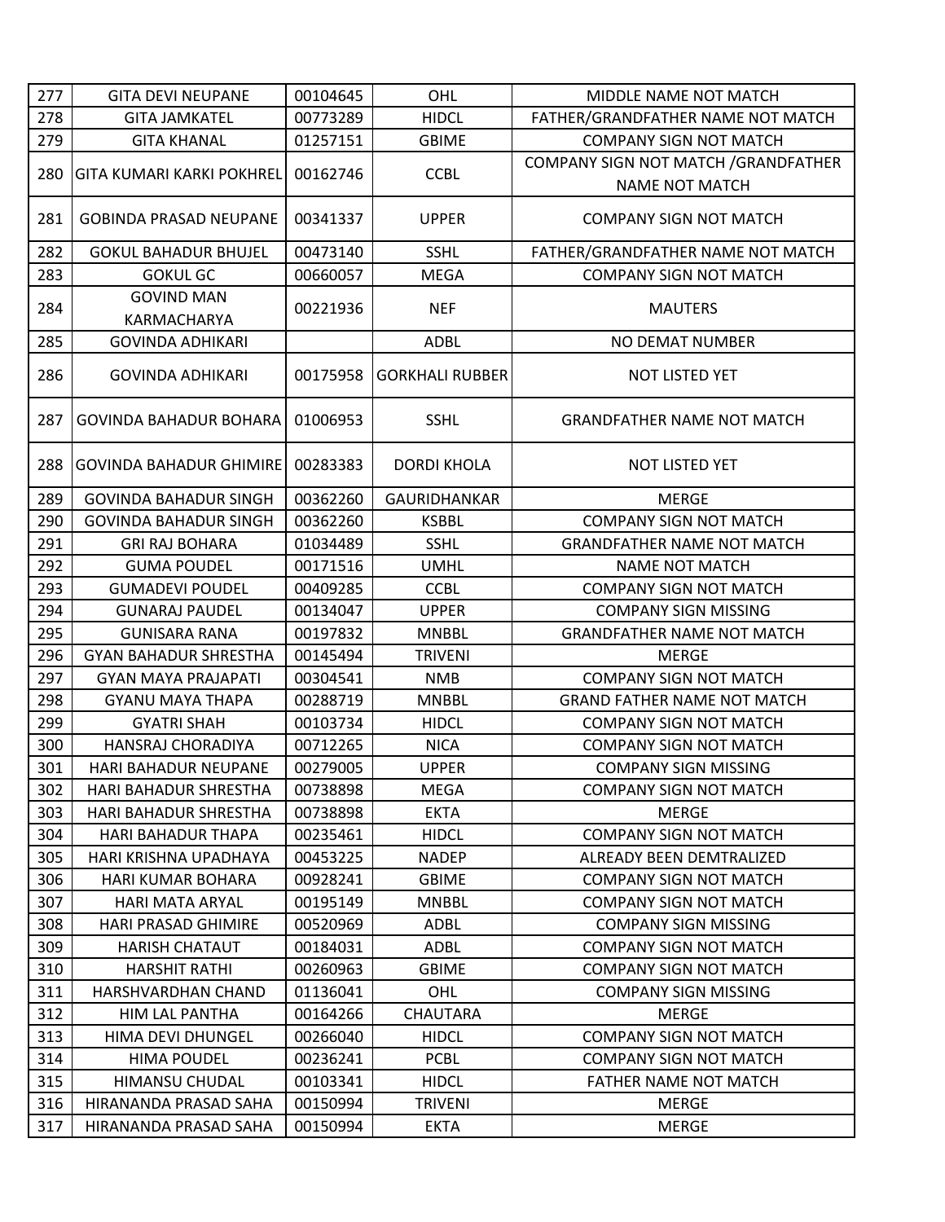| 277 | GITA DEVI NEUPANE | 00104645 | OHL | MIDDLE NAME NOT MATCH |
|---|---|---|---|---|
| 278 | GITA JAMKATEL | 00773289 | HIDCL | FATHER/GRANDFATHER NAME NOT MATCH |
| 279 | GITA KHANAL | 01257151 | GBIME | COMPANY SIGN NOT MATCH |
| 280 | GITA KUMARI KARKI POKHREL | 00162746 | CCBL | COMPANY SIGN NOT MATCH /GRANDFATHER NAME NOT MATCH |
| 281 | GOBINDA PRASAD NEUPANE | 00341337 | UPPER | COMPANY SIGN NOT MATCH |
| 282 | GOKUL BAHADUR BHUJEL | 00473140 | SSHL | FATHER/GRANDFATHER NAME NOT MATCH |
| 283 | GOKUL GC | 00660057 | MEGA | COMPANY SIGN NOT MATCH |
| 284 | GOVIND MAN KARMACHARYA | 00221936 | NEF | MAUTERS |
| 285 | GOVINDA ADHIKARI | | ADBL | NO DEMAT NUMBER |
| 286 | GOVINDA ADHIKARI | 00175958 | GORKHALI RUBBER | NOT LISTED YET |
| 287 | GOVINDA BAHADUR BOHARA | 01006953 | SSHL | GRANDFATHER NAME NOT MATCH |
| 288 | GOVINDA BAHADUR GHIMIRE | 00283383 | DORDI KHOLA | NOT LISTED YET |
| 289 | GOVINDA BAHADUR SINGH | 00362260 | GAURIDHANKAR | MERGE |
| 290 | GOVINDA BAHADUR SINGH | 00362260 | KSBBL | COMPANY SIGN NOT MATCH |
| 291 | GRI RAJ BOHARA | 01034489 | SSHL | GRANDFATHER NAME NOT MATCH |
| 292 | GUMA POUDEL | 00171516 | UMHL | NAME NOT MATCH |
| 293 | GUMADEVI POUDEL | 00409285 | CCBL | COMPANY SIGN NOT MATCH |
| 294 | GUNARAJ PAUDEL | 00134047 | UPPER | COMPANY SIGN MISSING |
| 295 | GUNISARA RANA | 00197832 | MNBBL | GRANDFATHER NAME NOT MATCH |
| 296 | GYAN BAHADUR SHRESTHA | 00145494 | TRIVENI | MERGE |
| 297 | GYAN MAYA PRAJAPATI | 00304541 | NMB | COMPANY SIGN NOT MATCH |
| 298 | GYANU MAYA THAPA | 00288719 | MNBBL | GRAND FATHER NAME NOT MATCH |
| 299 | GYATRI SHAH | 00103734 | HIDCL | COMPANY SIGN NOT MATCH |
| 300 | HANSRAJ CHORADIYA | 00712265 | NICA | COMPANY SIGN NOT MATCH |
| 301 | HARI BAHADUR NEUPANE | 00279005 | UPPER | COMPANY SIGN MISSING |
| 302 | HARI BAHADUR SHRESTHA | 00738898 | MEGA | COMPANY SIGN NOT MATCH |
| 303 | HARI BAHADUR SHRESTHA | 00738898 | EKTA | MERGE |
| 304 | HARI BAHADUR THAPA | 00235461 | HIDCL | COMPANY SIGN NOT MATCH |
| 305 | HARI KRISHNA UPADHAYA | 00453225 | NADEP | ALREADY BEEN DEMTRALIZED |
| 306 | HARI KUMAR BOHARA | 00928241 | GBIME | COMPANY SIGN NOT MATCH |
| 307 | HARI MATA ARYAL | 00195149 | MNBBL | COMPANY SIGN NOT MATCH |
| 308 | HARI PRASAD GHIMIRE | 00520969 | ADBL | COMPANY SIGN MISSING |
| 309 | HARISH CHATAUT | 00184031 | ADBL | COMPANY SIGN NOT MATCH |
| 310 | HARSHIT RATHI | 00260963 | GBIME | COMPANY SIGN NOT MATCH |
| 311 | HARSHVARDHAN CHAND | 01136041 | OHL | COMPANY SIGN MISSING |
| 312 | HIM LAL PANTHA | 00164266 | CHAUTARA | MERGE |
| 313 | HIMA DEVI DHUNGEL | 00266040 | HIDCL | COMPANY SIGN NOT MATCH |
| 314 | HIMA POUDEL | 00236241 | PCBL | COMPANY SIGN NOT MATCH |
| 315 | HIMANSU CHUDAL | 00103341 | HIDCL | FATHER NAME NOT MATCH |
| 316 | HIRANANDA PRASAD SAHA | 00150994 | TRIVENI | MERGE |
| 317 | HIRANANDA PRASAD SAHA | 00150994 | EKTA | MERGE |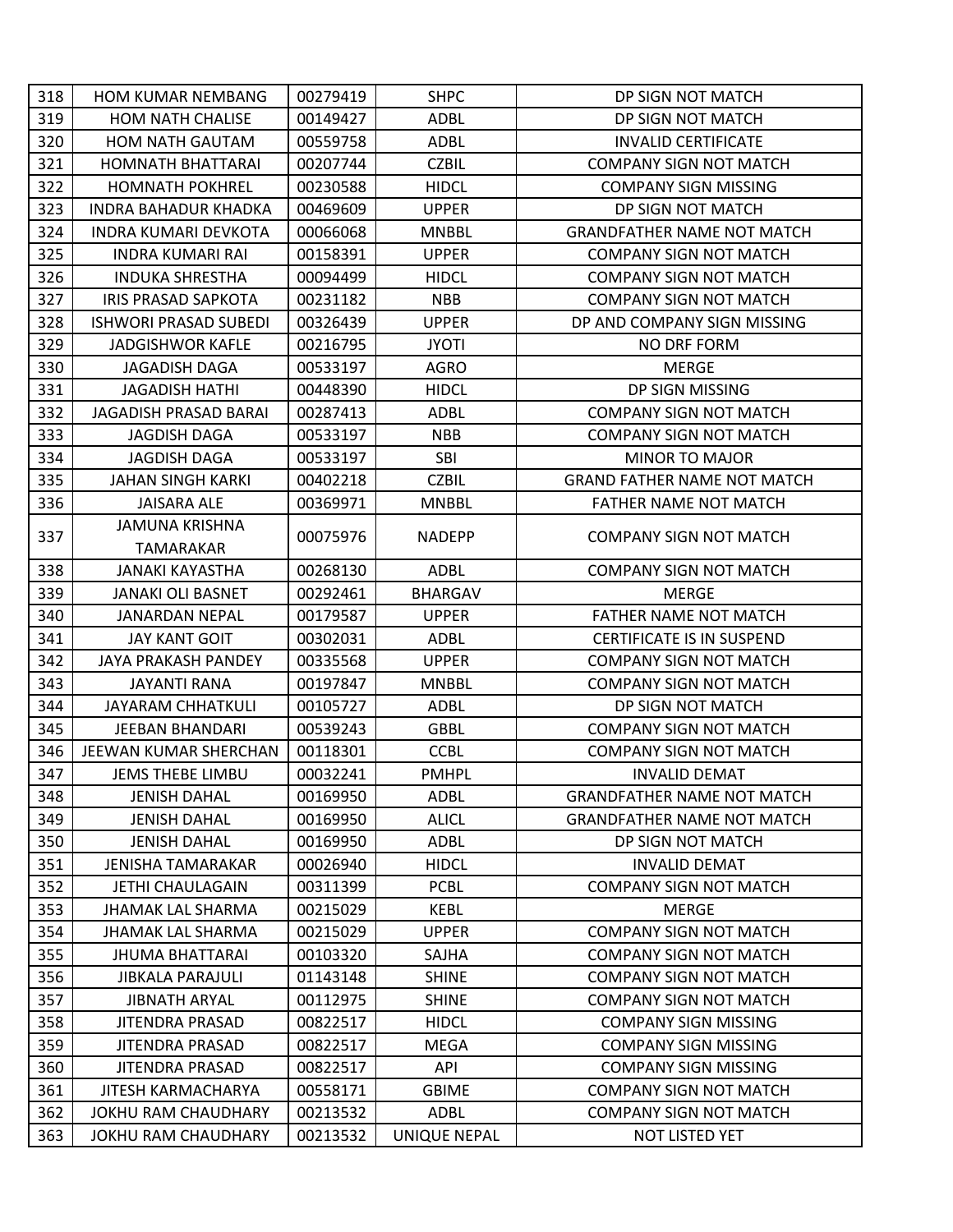| 318 | HOM KUMAR NEMBANG | 00279419 | SHPC | DP SIGN NOT MATCH |
|---|---|---|---|---|
| 319 | HOM NATH CHALISE | 00149427 | ADBL | DP SIGN NOT MATCH |
| 320 | HOM NATH GAUTAM | 00559758 | ADBL | INVALID CERTIFICATE |
| 321 | HOMNATH BHATTARAI | 00207744 | CZBIL | COMPANY SIGN NOT MATCH |
| 322 | HOMNATH POKHREL | 00230588 | HIDCL | COMPANY SIGN MISSING |
| 323 | INDRA BAHADUR KHADKA | 00469609 | UPPER | DP SIGN NOT MATCH |
| 324 | INDRA KUMARI DEVKOTA | 00066068 | MNBBL | GRANDFATHER NAME NOT MATCH |
| 325 | INDRA KUMARI RAI | 00158391 | UPPER | COMPANY SIGN NOT MATCH |
| 326 | INDUKA SHRESTHA | 00094499 | HIDCL | COMPANY SIGN NOT MATCH |
| 327 | IRIS PRASAD SAPKOTA | 00231182 | NBB | COMPANY SIGN NOT MATCH |
| 328 | ISHWORI PRASAD SUBEDI | 00326439 | UPPER | DP AND COMPANY SIGN MISSING |
| 329 | JADGISHWOR KAFLE | 00216795 | JYOTI | NO DRF FORM |
| 330 | JAGADISH DAGA | 00533197 | AGRO | MERGE |
| 331 | JAGADISH HATHI | 00448390 | HIDCL | DP SIGN MISSING |
| 332 | JAGADISH PRASAD BARAI | 00287413 | ADBL | COMPANY SIGN NOT MATCH |
| 333 | JAGDISH DAGA | 00533197 | NBB | COMPANY SIGN NOT MATCH |
| 334 | JAGDISH DAGA | 00533197 | SBI | MINOR TO MAJOR |
| 335 | JAHAN SINGH KARKI | 00402218 | CZBIL | GRAND FATHER NAME NOT MATCH |
| 336 | JAISARA ALE | 00369971 | MNBBL | FATHER NAME NOT MATCH |
| 337 | JAMUNA KRISHNA TAMARAKAR | 00075976 | NADEPP | COMPANY SIGN NOT MATCH |
| 338 | JANAKI KAYASTHA | 00268130 | ADBL | COMPANY SIGN NOT MATCH |
| 339 | JANAKI OLI BASNET | 00292461 | BHARGAV | MERGE |
| 340 | JANARDAN NEPAL | 00179587 | UPPER | FATHER NAME NOT MATCH |
| 341 | JAY KANT GOIT | 00302031 | ADBL | CERTIFICATE IS IN SUSPEND |
| 342 | JAYA PRAKASH PANDEY | 00335568 | UPPER | COMPANY SIGN NOT MATCH |
| 343 | JAYANTI RANA | 00197847 | MNBBL | COMPANY SIGN NOT MATCH |
| 344 | JAYARAM CHHATKULI | 00105727 | ADBL | DP SIGN NOT MATCH |
| 345 | JEEBAN BHANDARI | 00539243 | GBBL | COMPANY SIGN NOT MATCH |
| 346 | JEEWAN KUMAR SHERCHAN | 00118301 | CCBL | COMPANY SIGN NOT MATCH |
| 347 | JEMS THEBE LIMBU | 00032241 | PMHPL | INVALID DEMAT |
| 348 | JENISH DAHAL | 00169950 | ADBL | GRANDFATHER NAME NOT MATCH |
| 349 | JENISH DAHAL | 00169950 | ALICL | GRANDFATHER NAME NOT MATCH |
| 350 | JENISH DAHAL | 00169950 | ADBL | DP SIGN NOT MATCH |
| 351 | JENISHA TAMARAKAR | 00026940 | HIDCL | INVALID DEMAT |
| 352 | JETHI CHAULAGAIN | 00311399 | PCBL | COMPANY SIGN NOT MATCH |
| 353 | JHAMAK LAL SHARMA | 00215029 | KEBL | MERGE |
| 354 | JHAMAK LAL SHARMA | 00215029 | UPPER | COMPANY SIGN NOT MATCH |
| 355 | JHUMA BHATTARAI | 00103320 | SAJHA | COMPANY SIGN NOT MATCH |
| 356 | JIBKALA PARAJULI | 01143148 | SHINE | COMPANY SIGN NOT MATCH |
| 357 | JIBNATH ARYAL | 00112975 | SHINE | COMPANY SIGN NOT MATCH |
| 358 | JITENDRA PRASAD | 00822517 | HIDCL | COMPANY SIGN MISSING |
| 359 | JITENDRA PRASAD | 00822517 | MEGA | COMPANY SIGN MISSING |
| 360 | JITENDRA PRASAD | 00822517 | API | COMPANY SIGN MISSING |
| 361 | JITESH KARMACHARYA | 00558171 | GBIME | COMPANY SIGN NOT MATCH |
| 362 | JOKHU RAM CHAUDHARY | 00213532 | ADBL | COMPANY SIGN NOT MATCH |
| 363 | JOKHU RAM CHAUDHARY | 00213532 | UNIQUE NEPAL | NOT LISTED YET |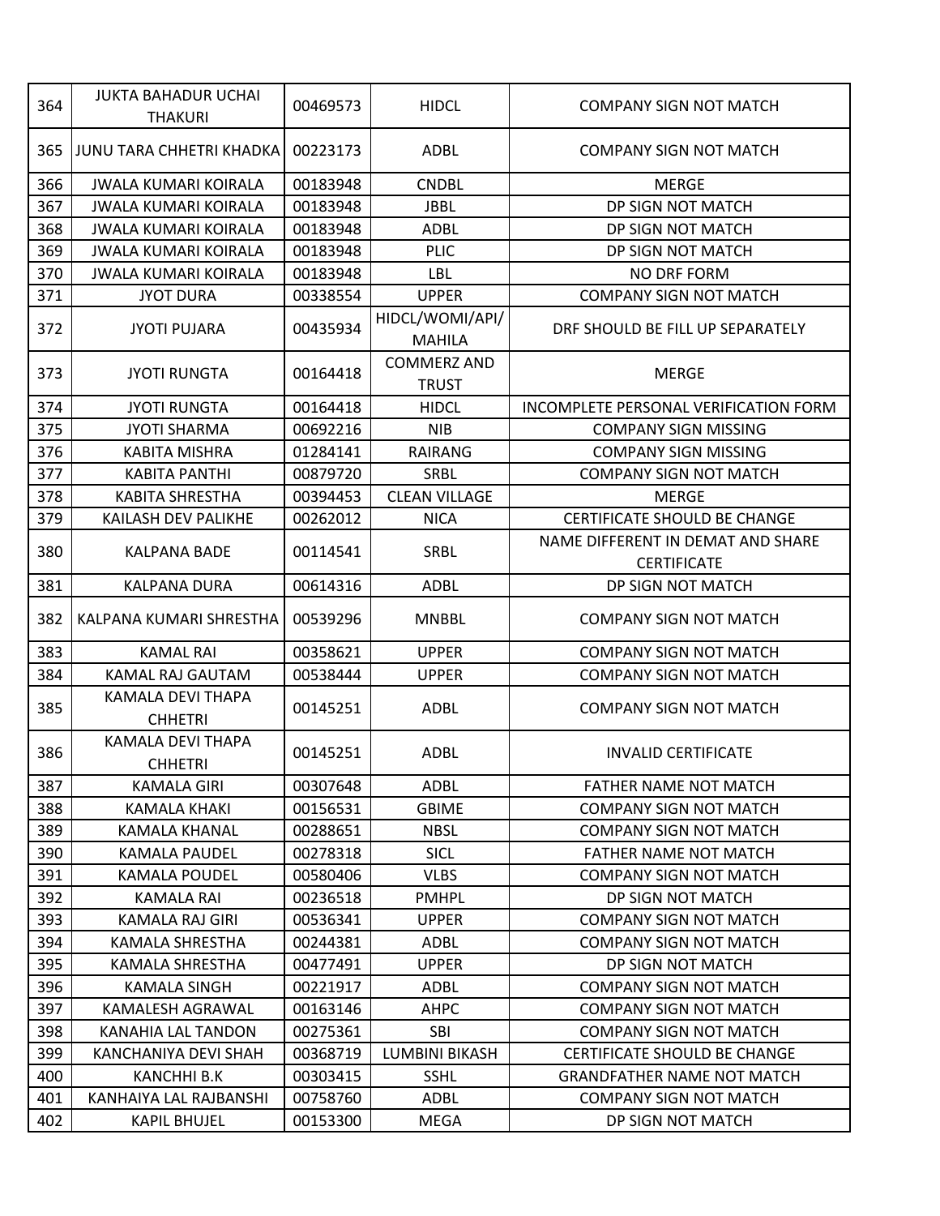| 364 | JUKTA BAHADUR UCHAI THAKURI | 00469573 | HIDCL | COMPANY SIGN NOT MATCH |
|---|---|---|---|---|
| 365 | JUNU TARA CHHETRI KHADKA | 00223173 | ADBL | COMPANY SIGN NOT MATCH |
| 366 | JWALA KUMARI KOIRALA | 00183948 | CNDBL | MERGE |
| 367 | JWALA KUMARI KOIRALA | 00183948 | JBBL | DP SIGN NOT MATCH |
| 368 | JWALA KUMARI KOIRALA | 00183948 | ADBL | DP SIGN NOT MATCH |
| 369 | JWALA KUMARI KOIRALA | 00183948 | PLIC | DP SIGN NOT MATCH |
| 370 | JWALA KUMARI KOIRALA | 00183948 | LBL | NO DRF FORM |
| 371 | JYOT DURA | 00338554 | UPPER | COMPANY SIGN NOT MATCH |
| 372 | JYOTI PUJARA | 00435934 | HIDCL/WOMI/API/MAHILA | DRF SHOULD BE FILL UP SEPARATELY |
| 373 | JYOTI RUNGTA | 00164418 | COMMERZ AND TRUST | MERGE |
| 374 | JYOTI RUNGTA | 00164418 | HIDCL | INCOMPLETE PERSONAL VERIFICATION FORM |
| 375 | JYOTI SHARMA | 00692216 | NIB | COMPANY SIGN MISSING |
| 376 | KABITA MISHRA | 01284141 | RAIRANG | COMPANY SIGN MISSING |
| 377 | KABITA PANTHI | 00879720 | SRBL | COMPANY SIGN NOT MATCH |
| 378 | KABITA SHRESTHA | 00394453 | CLEAN VILLAGE | MERGE |
| 379 | KAILASH DEV PALIKHE | 00262012 | NICA | CERTIFICATE SHOULD BE CHANGE |
| 380 | KALPANA BADE | 00114541 | SRBL | NAME DIFFERENT IN DEMAT AND SHARE CERTIFICATE |
| 381 | KALPANA DURA | 00614316 | ADBL | DP SIGN NOT MATCH |
| 382 | KALPANA KUMARI SHRESTHA | 00539296 | MNBBL | COMPANY SIGN NOT MATCH |
| 383 | KAMAL RAI | 00358621 | UPPER | COMPANY SIGN NOT MATCH |
| 384 | KAMAL RAJ GAUTAM | 00538444 | UPPER | COMPANY SIGN NOT MATCH |
| 385 | KAMALA DEVI THAPA CHHETRI | 00145251 | ADBL | COMPANY SIGN NOT MATCH |
| 386 | KAMALA DEVI THAPA CHHETRI | 00145251 | ADBL | INVALID CERTIFICATE |
| 387 | KAMALA GIRI | 00307648 | ADBL | FATHER NAME NOT MATCH |
| 388 | KAMALA KHAKI | 00156531 | GBIME | COMPANY SIGN NOT MATCH |
| 389 | KAMALA KHANAL | 00288651 | NBSL | COMPANY SIGN NOT MATCH |
| 390 | KAMALA PAUDEL | 00278318 | SICL | FATHER NAME NOT MATCH |
| 391 | KAMALA POUDEL | 00580406 | VLBS | COMPANY SIGN NOT MATCH |
| 392 | KAMALA RAI | 00236518 | PMHPL | DP SIGN NOT MATCH |
| 393 | KAMALA RAJ GIRI | 00536341 | UPPER | COMPANY SIGN NOT MATCH |
| 394 | KAMALA SHRESTHA | 00244381 | ADBL | COMPANY SIGN NOT MATCH |
| 395 | KAMALA SHRESTHA | 00477491 | UPPER | DP SIGN NOT MATCH |
| 396 | KAMALA SINGH | 00221917 | ADBL | COMPANY SIGN NOT MATCH |
| 397 | KAMALESH AGRAWAL | 00163146 | AHPC | COMPANY SIGN NOT MATCH |
| 398 | KANAHIA LAL TANDON | 00275361 | SBI | COMPANY SIGN NOT MATCH |
| 399 | KANCHANIYA DEVI SHAH | 00368719 | LUMBINI BIKASH | CERTIFICATE SHOULD BE CHANGE |
| 400 | KANCHHI B.K | 00303415 | SSHL | GRANDFATHER NAME NOT MATCH |
| 401 | KANHAIYA LAL RAJBANSHI | 00758760 | ADBL | COMPANY SIGN NOT MATCH |
| 402 | KAPIL BHUJEL | 00153300 | MEGA | DP SIGN NOT MATCH |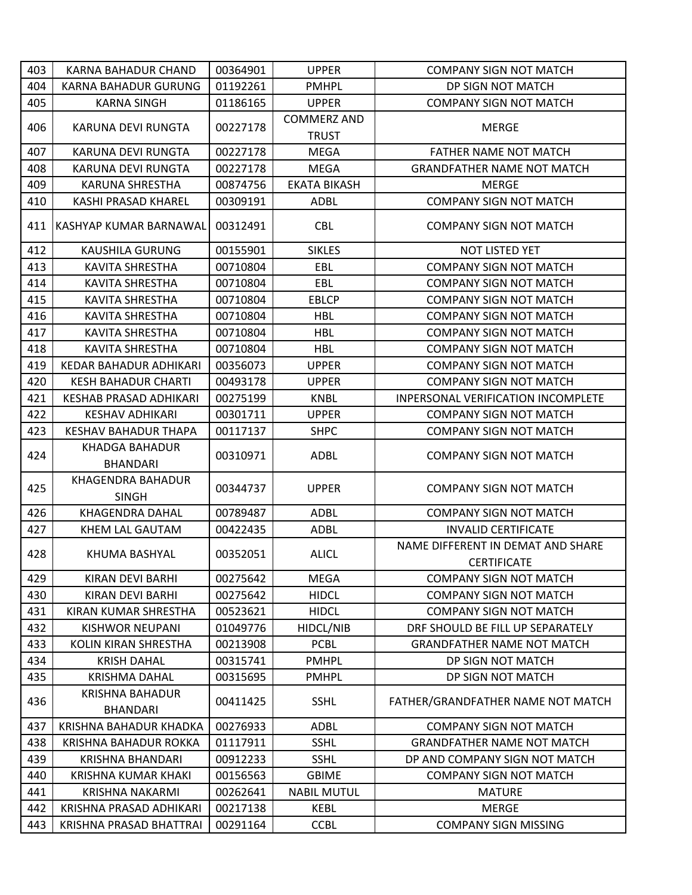| 403 | KARNA BAHADUR CHAND | 00364901 | UPPER | COMPANY SIGN NOT MATCH |
|---|---|---|---|---|
| 404 | KARNA BAHADUR GURUNG | 01192261 | PMHPL | DP SIGN NOT MATCH |
| 405 | KARNA SINGH | 01186165 | UPPER | COMPANY SIGN NOT MATCH |
| 406 | KARUNA DEVI RUNGTA | 00227178 | COMMERZ AND TRUST | MERGE |
| 407 | KARUNA DEVI RUNGTA | 00227178 | MEGA | FATHER NAME NOT MATCH |
| 408 | KARUNA DEVI RUNGTA | 00227178 | MEGA | GRANDFATHER NAME NOT MATCH |
| 409 | KARUNA SHRESTHA | 00874756 | EKATA BIKASH | MERGE |
| 410 | KASHI PRASAD KHAREL | 00309191 | ADBL | COMPANY SIGN NOT MATCH |
| 411 | KASHYAP KUMAR BARNAWAL | 00312491 | CBL | COMPANY SIGN NOT MATCH |
| 412 | KAUSHILA GURUNG | 00155901 | SIKLES | NOT LISTED YET |
| 413 | KAVITA SHRESTHA | 00710804 | EBL | COMPANY SIGN NOT MATCH |
| 414 | KAVITA SHRESTHA | 00710804 | EBL | COMPANY SIGN NOT MATCH |
| 415 | KAVITA SHRESTHA | 00710804 | EBLCP | COMPANY SIGN NOT MATCH |
| 416 | KAVITA SHRESTHA | 00710804 | HBL | COMPANY SIGN NOT MATCH |
| 417 | KAVITA SHRESTHA | 00710804 | HBL | COMPANY SIGN NOT MATCH |
| 418 | KAVITA SHRESTHA | 00710804 | HBL | COMPANY SIGN NOT MATCH |
| 419 | KEDAR BAHADUR ADHIKARI | 00356073 | UPPER | COMPANY SIGN NOT MATCH |
| 420 | KESH BAHADUR CHARTI | 00493178 | UPPER | COMPANY SIGN NOT MATCH |
| 421 | KESHAB PRASAD ADHIKARI | 00275199 | KNBL | INPERSONAL VERIFICATION INCOMPLETE |
| 422 | KESHAV ADHIKARI | 00301711 | UPPER | COMPANY SIGN NOT MATCH |
| 423 | KESHAV BAHADUR THAPA | 00117137 | SHPC | COMPANY SIGN NOT MATCH |
| 424 | KHADGA BAHADUR BHANDARI | 00310971 | ADBL | COMPANY SIGN NOT MATCH |
| 425 | KHAGENDRA BAHADUR SINGH | 00344737 | UPPER | COMPANY SIGN NOT MATCH |
| 426 | KHAGENDRA DAHAL | 00789487 | ADBL | COMPANY SIGN NOT MATCH |
| 427 | KHEM LAL GAUTAM | 00422435 | ADBL | INVALID CERTIFICATE |
| 428 | KHUMA BASHYAL | 00352051 | ALICL | NAME DIFFERENT IN DEMAT AND SHARE CERTIFICATE |
| 429 | KIRAN DEVI BARHI | 00275642 | MEGA | COMPANY SIGN NOT MATCH |
| 430 | KIRAN DEVI BARHI | 00275642 | HIDCL | COMPANY SIGN NOT MATCH |
| 431 | KIRAN KUMAR SHRESTHA | 00523621 | HIDCL | COMPANY SIGN NOT MATCH |
| 432 | KISHWOR NEUPANI | 01049776 | HIDCL/NIB | DRF SHOULD BE FILL UP SEPARATELY |
| 433 | KOLIN KIRAN SHRESTHA | 00213908 | PCBL | GRANDFATHER NAME NOT MATCH |
| 434 | KRISH DAHAL | 00315741 | PMHPL | DP SIGN NOT MATCH |
| 435 | KRISHMA DAHAL | 00315695 | PMHPL | DP SIGN NOT MATCH |
| 436 | KRISHNA BAHADUR BHANDARI | 00411425 | SSHL | FATHER/GRANDFATHER NAME NOT MATCH |
| 437 | KRISHNA BAHADUR KHADKA | 00276933 | ADBL | COMPANY SIGN NOT MATCH |
| 438 | KRISHNA BAHADUR ROKKA | 01117911 | SSHL | GRANDFATHER NAME NOT MATCH |
| 439 | KRISHNA BHANDARI | 00912233 | SSHL | DP AND COMPANY SIGN NOT MATCH |
| 440 | KRISHNA KUMAR KHAKI | 00156563 | GBIME | COMPANY SIGN NOT MATCH |
| 441 | KRISHNA NAKARMI | 00262641 | NABIL MUTUL | MATURE |
| 442 | KRISHNA PRASAD ADHIKARI | 00217138 | KEBL | MERGE |
| 443 | KRISHNA PRASAD BHATTRAI | 00291164 | CCBL | COMPANY SIGN MISSING |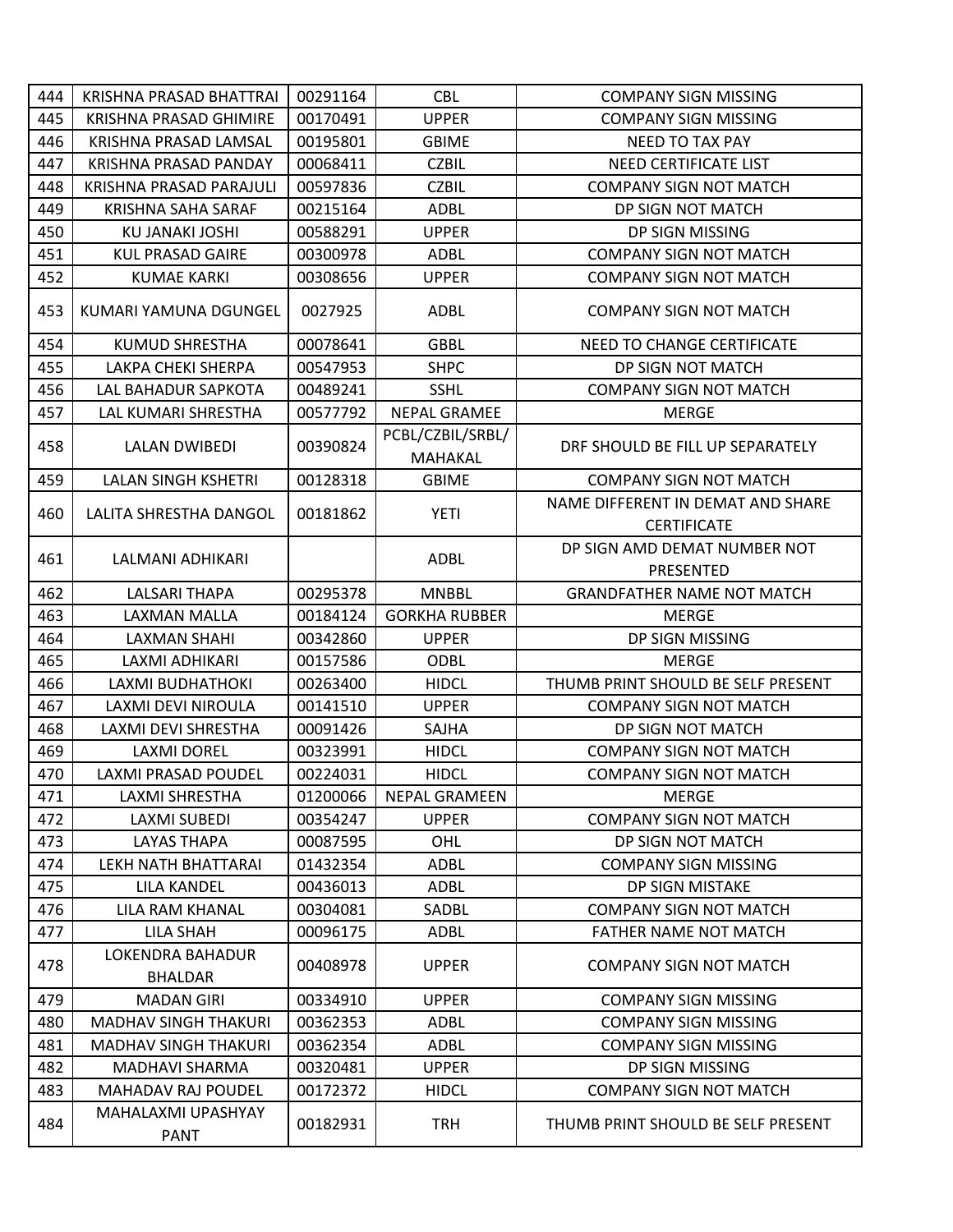| 444 | KRISHNA PRASAD BHATTRAI | 00291164 | CBL | COMPANY SIGN MISSING |
|---|---|---|---|---|
| 445 | KRISHNA PRASAD GHIMIRE | 00170491 | UPPER | COMPANY SIGN MISSING |
| 446 | KRISHNA PRASAD LAMSAL | 00195801 | GBIME | NEED TO TAX PAY |
| 447 | KRISHNA PRASAD PANDAY | 00068411 | CZBIL | NEED CERTIFICATE LIST |
| 448 | KRISHNA PRASAD PARAJULI | 00597836 | CZBIL | COMPANY SIGN NOT MATCH |
| 449 | KRISHNA SAHA SARAF | 00215164 | ADBL | DP SIGN NOT MATCH |
| 450 | KU JANAKI JOSHI | 00588291 | UPPER | DP SIGN MISSING |
| 451 | KUL PRASAD GAIRE | 00300978 | ADBL | COMPANY SIGN NOT MATCH |
| 452 | KUMAE KARKI | 00308656 | UPPER | COMPANY SIGN NOT MATCH |
| 453 | KUMARI YAMUNA DGUNGEL | 0027925 | ADBL | COMPANY SIGN NOT MATCH |
| 454 | KUMUD SHRESTHA | 00078641 | GBBL | NEED TO CHANGE CERTIFICATE |
| 455 | LAKPA CHEKI SHERPA | 00547953 | SHPC | DP SIGN NOT MATCH |
| 456 | LAL BAHADUR SAPKOTA | 00489241 | SSHL | COMPANY SIGN NOT MATCH |
| 457 | LAL KUMARI SHRESTHA | 00577792 | NEPAL GRAMEE | MERGE |
| 458 | LALAN DWIBEDI | 00390824 | PCBL/CZBIL/SRBL/ MAHAKAL | DRF SHOULD BE FILL UP SEPARATELY |
| 459 | LALAN SINGH KSHETRI | 00128318 | GBIME | COMPANY SIGN NOT MATCH |
| 460 | LALITA SHRESTHA DANGOL | 00181862 | YETI | NAME DIFFERENT IN DEMAT AND SHARE CERTIFICATE |
| 461 | LALMANI ADHIKARI | | ADBL | DP SIGN AMD DEMAT NUMBER NOT PRESENTED |
| 462 | LALSARI THAPA | 00295378 | MNBBL | GRANDFATHER NAME NOT MATCH |
| 463 | LAXMAN MALLA | 00184124 | GORKHA RUBBER | MERGE |
| 464 | LAXMAN SHAHI | 00342860 | UPPER | DP SIGN MISSING |
| 465 | LAXMI ADHIKARI | 00157586 | ODBL | MERGE |
| 466 | LAXMI BUDHATHOKI | 00263400 | HIDCL | THUMB PRINT SHOULD BE SELF PRESENT |
| 467 | LAXMI DEVI NIROULA | 00141510 | UPPER | COMPANY SIGN NOT MATCH |
| 468 | LAXMI DEVI SHRESTHA | 00091426 | SAJHA | DP SIGN NOT MATCH |
| 469 | LAXMI DOREL | 00323991 | HIDCL | COMPANY SIGN NOT MATCH |
| 470 | LAXMI PRASAD POUDEL | 00224031 | HIDCL | COMPANY SIGN NOT MATCH |
| 471 | LAXMI SHRESTHA | 01200066 | NEPAL GRAMEEN | MERGE |
| 472 | LAXMI SUBEDI | 00354247 | UPPER | COMPANY SIGN NOT MATCH |
| 473 | LAYAS THAPA | 00087595 | OHL | DP SIGN NOT MATCH |
| 474 | LEKH NATH BHATTARAI | 01432354 | ADBL | COMPANY SIGN MISSING |
| 475 | LILA KANDEL | 00436013 | ADBL | DP SIGN MISTAKE |
| 476 | LILA RAM KHANAL | 00304081 | SADBL | COMPANY SIGN NOT MATCH |
| 477 | LILA SHAH | 00096175 | ADBL | FATHER NAME NOT MATCH |
| 478 | LOKENDRA BAHADUR BHALDAR | 00408978 | UPPER | COMPANY SIGN NOT MATCH |
| 479 | MADAN GIRI | 00334910 | UPPER | COMPANY SIGN MISSING |
| 480 | MADHAV SINGH THAKURI | 00362353 | ADBL | COMPANY SIGN MISSING |
| 481 | MADHAV SINGH THAKURI | 00362354 | ADBL | COMPANY SIGN MISSING |
| 482 | MADHAVI SHARMA | 00320481 | UPPER | DP SIGN MISSING |
| 483 | MAHADAV RAJ POUDEL | 00172372 | HIDCL | COMPANY SIGN NOT MATCH |
| 484 | MAHALAXMI UPASHYAY PANT | 00182931 | TRH | THUMB PRINT SHOULD BE SELF PRESENT |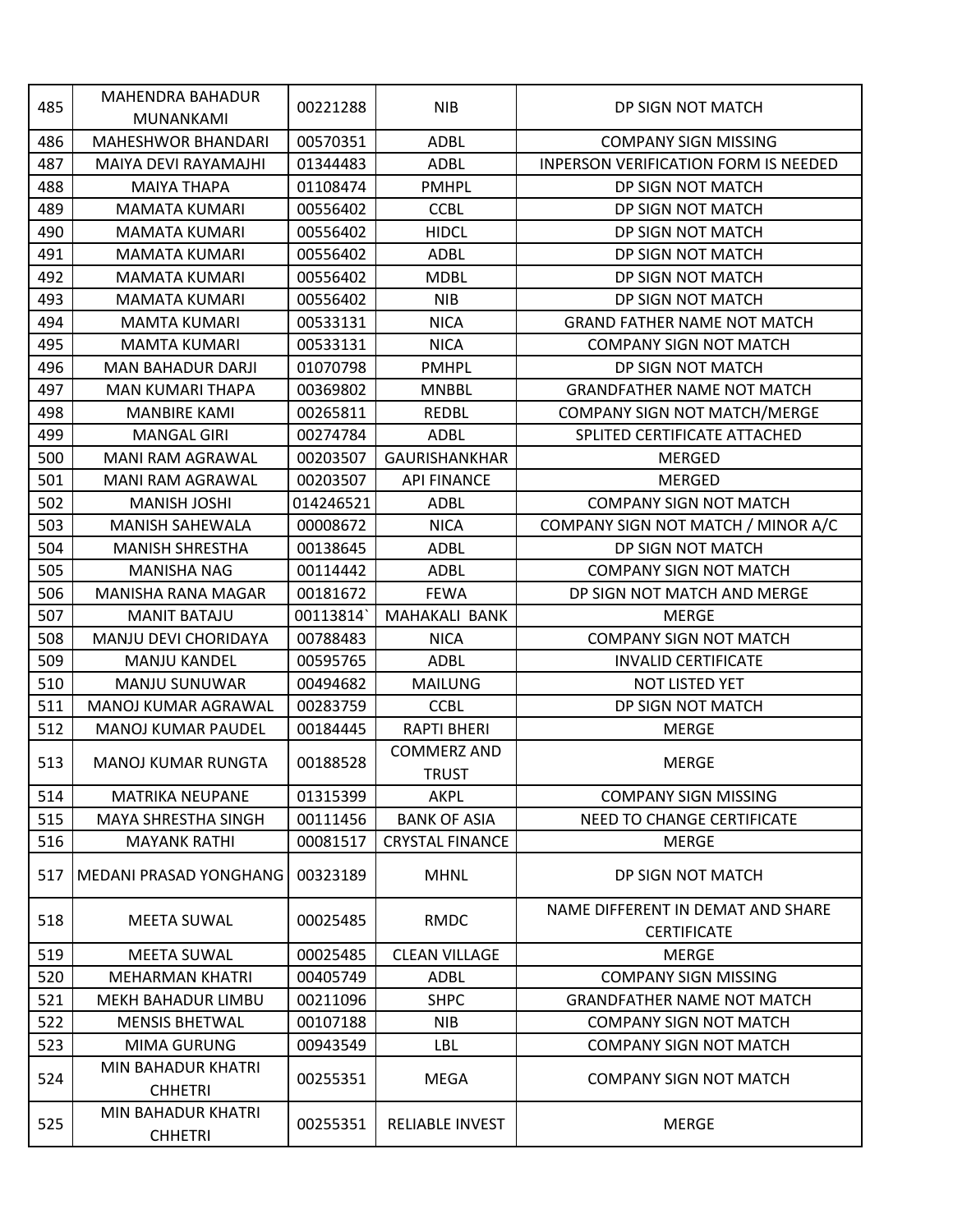| 485 | MAHENDRA BAHADUR MUNANKAMI | 00221288 | NIB | DP SIGN NOT MATCH |
|---|---|---|---|---|
| 486 | MAHESHWOR BHANDARI | 00570351 | ADBL | COMPANY SIGN MISSING |
| 487 | MAIYA DEVI RAYAMAJHI | 01344483 | ADBL | INPERSON VERIFICATION FORM IS NEEDED |
| 488 | MAIYA THAPA | 01108474 | PMHPL | DP SIGN NOT MATCH |
| 489 | MAMATA KUMARI | 00556402 | CCBL | DP SIGN NOT MATCH |
| 490 | MAMATA KUMARI | 00556402 | HIDCL | DP SIGN NOT MATCH |
| 491 | MAMATA KUMARI | 00556402 | ADBL | DP SIGN NOT MATCH |
| 492 | MAMATA KUMARI | 00556402 | MDBL | DP SIGN NOT MATCH |
| 493 | MAMATA KUMARI | 00556402 | NIB | DP SIGN NOT MATCH |
| 494 | MAMTA KUMARI | 00533131 | NICA | GRAND FATHER NAME NOT MATCH |
| 495 | MAMTA KUMARI | 00533131 | NICA | COMPANY SIGN NOT MATCH |
| 496 | MAN BAHADUR DARJI | 01070798 | PMHPL | DP SIGN NOT MATCH |
| 497 | MAN KUMARI THAPA | 00369802 | MNBBL | GRANDFATHER NAME NOT MATCH |
| 498 | MANBIRE KAMI | 00265811 | REDBL | COMPANY SIGN NOT MATCH/MERGE |
| 499 | MANGAL GIRI | 00274784 | ADBL | SPLITED CERTIFICATE ATTACHED |
| 500 | MANI RAM AGRAWAL | 00203507 | GAURISHANKHAR | MERGED |
| 501 | MANI RAM AGRAWAL | 00203507 | API FINANCE | MERGED |
| 502 | MANISH JOSHI | 014246521 | ADBL | COMPANY SIGN NOT MATCH |
| 503 | MANISH SAHEWALA | 00008672 | NICA | COMPANY SIGN NOT MATCH / MINOR A/C |
| 504 | MANISH SHRESTHA | 00138645 | ADBL | DP SIGN NOT MATCH |
| 505 | MANISHA NAG | 00114442 | ADBL | COMPANY SIGN NOT MATCH |
| 506 | MANISHA RANA MAGAR | 00181672 | FEWA | DP SIGN NOT MATCH AND MERGE |
| 507 | MANIT BATAJU | 00113814` | MAHAKALI BANK | MERGE |
| 508 | MANJU DEVI CHORIDAYA | 00788483 | NICA | COMPANY SIGN NOT MATCH |
| 509 | MANJU KANDEL | 00595765 | ADBL | INVALID CERTIFICATE |
| 510 | MANJU SUNUWAR | 00494682 | MAILUNG | NOT LISTED YET |
| 511 | MANOJ KUMAR AGRAWAL | 00283759 | CCBL | DP SIGN NOT MATCH |
| 512 | MANOJ KUMAR PAUDEL | 00184445 | RAPTI BHERI | MERGE |
| 513 | MANOJ KUMAR RUNGTA | 00188528 | COMMERZ AND TRUST | MERGE |
| 514 | MATRIKA NEUPANE | 01315399 | AKPL | COMPANY SIGN MISSING |
| 515 | MAYA SHRESTHA SINGH | 00111456 | BANK OF ASIA | NEED TO CHANGE CERTIFICATE |
| 516 | MAYANK RATHI | 00081517 | CRYSTAL FINANCE | MERGE |
| 517 | MEDANI PRASAD YONGHANG | 00323189 | MHNL | DP SIGN NOT MATCH |
| 518 | MEETA SUWAL | 00025485 | RMDC | NAME DIFFERENT IN DEMAT AND SHARE CERTIFICATE |
| 519 | MEETA SUWAL | 00025485 | CLEAN VILLAGE | MERGE |
| 520 | MEHARMAN KHATRI | 00405749 | ADBL | COMPANY SIGN MISSING |
| 521 | MEKH BAHADUR LIMBU | 00211096 | SHPC | GRANDFATHER NAME NOT MATCH |
| 522 | MENSIS BHETWAL | 00107188 | NIB | COMPANY SIGN NOT MATCH |
| 523 | MIMA GURUNG | 00943549 | LBL | COMPANY SIGN NOT MATCH |
| 524 | MIN BAHADUR KHATRI CHHETRI | 00255351 | MEGA | COMPANY SIGN NOT MATCH |
| 525 | MIN BAHADUR KHATRI CHHETRI | 00255351 | RELIABLE INVEST | MERGE |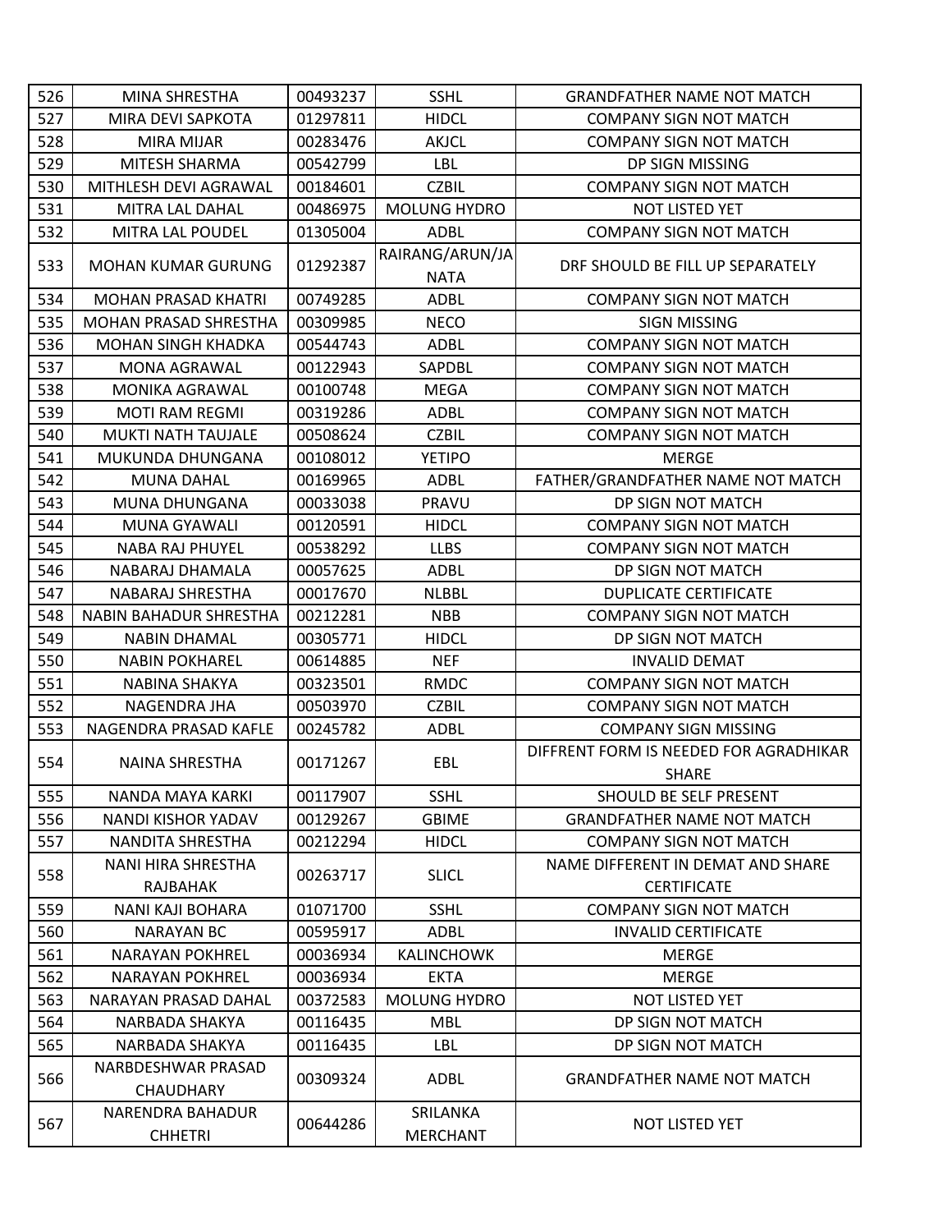| 526 | MINA SHRESTHA | 00493237 | SSHL | GRANDFATHER NAME NOT MATCH |
|---|---|---|---|---|
| 527 | MIRA DEVI SAPKOTA | 01297811 | HIDCL | COMPANY SIGN NOT MATCH |
| 528 | MIRA MIJAR | 00283476 | AKJCL | COMPANY SIGN NOT MATCH |
| 529 | MITESH SHARMA | 00542799 | LBL | DP SIGN MISSING |
| 530 | MITHLESH DEVI AGRAWAL | 00184601 | CZBIL | COMPANY SIGN NOT MATCH |
| 531 | MITRA LAL DAHAL | 00486975 | MOLUNG HYDRO | NOT LISTED YET |
| 532 | MITRA LAL POUDEL | 01305004 | ADBL | COMPANY SIGN NOT MATCH |
| 533 | MOHAN KUMAR GURUNG | 01292387 | RAIRANG/ARUN/JANATA | DRF SHOULD BE FILL UP SEPARATELY |
| 534 | MOHAN PRASAD KHATRI | 00749285 | ADBL | COMPANY SIGN NOT MATCH |
| 535 | MOHAN PRASAD SHRESTHA | 00309985 | NECO | SIGN MISSING |
| 536 | MOHAN SINGH KHADKA | 00544743 | ADBL | COMPANY SIGN NOT MATCH |
| 537 | MONA AGRAWAL | 00122943 | SAPDBL | COMPANY SIGN NOT MATCH |
| 538 | MONIKA AGRAWAL | 00100748 | MEGA | COMPANY SIGN NOT MATCH |
| 539 | MOTI RAM REGMI | 00319286 | ADBL | COMPANY SIGN NOT MATCH |
| 540 | MUKTI NATH TAUJALE | 00508624 | CZBIL | COMPANY SIGN NOT MATCH |
| 541 | MUKUNDA DHUNGANA | 00108012 | YETIPO | MERGE |
| 542 | MUNA DAHAL | 00169965 | ADBL | FATHER/GRANDFATHER NAME NOT MATCH |
| 543 | MUNA DHUNGANA | 00033038 | PRAVU | DP SIGN NOT MATCH |
| 544 | MUNA GYAWALI | 00120591 | HIDCL | COMPANY SIGN NOT MATCH |
| 545 | NABA RAJ PHUYEL | 00538292 | LLBS | COMPANY SIGN NOT MATCH |
| 546 | NABARAJ DHAMALA | 00057625 | ADBL | DP SIGN NOT MATCH |
| 547 | NABARAJ SHRESTHA | 00017670 | NLBBL | DUPLICATE CERTIFICATE |
| 548 | NABIN BAHADUR SHRESTHA | 00212281 | NBB | COMPANY SIGN NOT MATCH |
| 549 | NABIN DHAMAL | 00305771 | HIDCL | DP SIGN NOT MATCH |
| 550 | NABIN POKHAREL | 00614885 | NEF | INVALID DEMAT |
| 551 | NABINA SHAKYA | 00323501 | RMDC | COMPANY SIGN NOT MATCH |
| 552 | NAGENDRA JHA | 00503970 | CZBIL | COMPANY SIGN NOT MATCH |
| 553 | NAGENDRA PRASAD KAFLE | 00245782 | ADBL | COMPANY SIGN MISSING |
| 554 | NAINA SHRESTHA | 00171267 | EBL | DIFFRENT FORM IS NEEDED FOR AGRADHIKAR SHARE |
| 555 | NANDA MAYA KARKI | 00117907 | SSHL | SHOULD BE SELF PRESENT |
| 556 | NANDI KISHOR YADAV | 00129267 | GBIME | GRANDFATHER NAME NOT MATCH |
| 557 | NANDITA SHRESTHA | 00212294 | HIDCL | COMPANY SIGN NOT MATCH |
| 558 | NANI HIRA SHRESTHA RAJBAHAK | 00263717 | SLICL | NAME DIFFERENT IN DEMAT AND SHARE CERTIFICATE |
| 559 | NANI KAJI BOHARA | 01071700 | SSHL | COMPANY SIGN NOT MATCH |
| 560 | NARAYAN BC | 00595917 | ADBL | INVALID CERTIFICATE |
| 561 | NARAYAN POKHREL | 00036934 | KALINCHOWK | MERGE |
| 562 | NARAYAN POKHREL | 00036934 | EKTA | MERGE |
| 563 | NARAYAN PRASAD DAHAL | 00372583 | MOLUNG HYDRO | NOT LISTED YET |
| 564 | NARBADA SHAKYA | 00116435 | MBL | DP SIGN NOT MATCH |
| 565 | NARBADA SHAKYA | 00116435 | LBL | DP SIGN NOT MATCH |
| 566 | NARBDESHWAR PRASAD CHAUDHARY | 00309324 | ADBL | GRANDFATHER NAME NOT MATCH |
| 567 | NARENDRA BAHADUR CHHETRI | 00644286 | SRILANKA MERCHANT | NOT LISTED YET |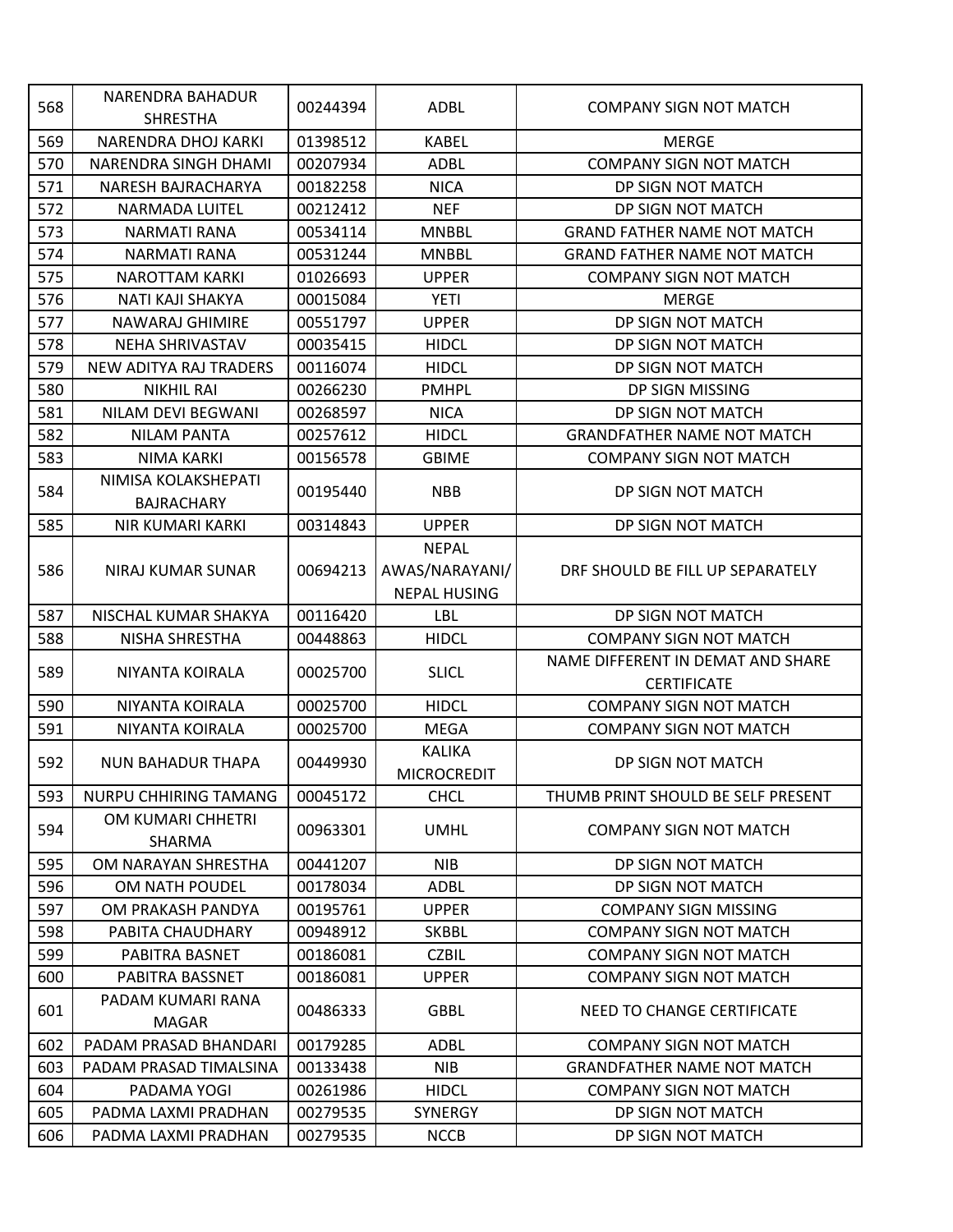| 568 | NARENDRA BAHADUR SHRESTHA | 00244394 | ADBL | COMPANY SIGN NOT MATCH |
|---|---|---|---|---|
| 569 | NARENDRA DHOJ KARKI | 01398512 | KABEL | MERGE |
| 570 | NARENDRA SINGH DHAMI | 00207934 | ADBL | COMPANY SIGN NOT MATCH |
| 571 | NARESH BAJRACHARYA | 00182258 | NICA | DP SIGN NOT MATCH |
| 572 | NARMADA LUITEL | 00212412 | NEF | DP SIGN NOT MATCH |
| 573 | NARMATI RANA | 00534114 | MNBBL | GRAND FATHER NAME NOT MATCH |
| 574 | NARMATI RANA | 00531244 | MNBBL | GRAND FATHER NAME NOT MATCH |
| 575 | NAROTTAM KARKI | 01026693 | UPPER | COMPANY SIGN NOT MATCH |
| 576 | NATI KAJI SHAKYA | 00015084 | YETI | MERGE |
| 577 | NAWARAJ GHIMIRE | 00551797 | UPPER | DP SIGN NOT MATCH |
| 578 | NEHA SHRIVASTAV | 00035415 | HIDCL | DP SIGN NOT MATCH |
| 579 | NEW ADITYA RAJ TRADERS | 00116074 | HIDCL | DP SIGN NOT MATCH |
| 580 | NIKHIL RAI | 00266230 | PMHPL | DP SIGN MISSING |
| 581 | NILAM DEVI BEGWANI | 00268597 | NICA | DP SIGN NOT MATCH |
| 582 | NILAM PANTA | 00257612 | HIDCL | GRANDFATHER NAME NOT MATCH |
| 583 | NIMA KARKI | 00156578 | GBIME | COMPANY SIGN NOT MATCH |
| 584 | NIMISA KOLAKSHEPATI BAJRACHARY | 00195440 | NBB | DP SIGN NOT MATCH |
| 585 | NIR KUMARI KARKI | 00314843 | UPPER | DP SIGN NOT MATCH |
| 586 | NIRAJ KUMAR SUNAR | 00694213 | NEPAL AWAS/NARAYANI/ NEPAL HUSING | DRF SHOULD BE FILL UP SEPARATELY |
| 587 | NISCHAL KUMAR SHAKYA | 00116420 | LBL | DP SIGN NOT MATCH |
| 588 | NISHA SHRESTHA | 00448863 | HIDCL | COMPANY SIGN NOT MATCH |
| 589 | NIYANTA KOIRALA | 00025700 | SLICL | NAME DIFFERENT IN DEMAT AND SHARE CERTIFICATE |
| 590 | NIYANTA KOIRALA | 00025700 | HIDCL | COMPANY SIGN NOT MATCH |
| 591 | NIYANTA KOIRALA | 00025700 | MEGA | COMPANY SIGN NOT MATCH |
| 592 | NUN BAHADUR THAPA | 00449930 | KALIKA MICROCREDIT | DP SIGN NOT MATCH |
| 593 | NURPU CHHIRING TAMANG | 00045172 | CHCL | THUMB PRINT SHOULD BE SELF PRESENT |
| 594 | OM KUMARI CHHETRI SHARMA | 00963301 | UMHL | COMPANY SIGN NOT MATCH |
| 595 | OM NARAYAN SHRESTHA | 00441207 | NIB | DP SIGN NOT MATCH |
| 596 | OM NATH POUDEL | 00178034 | ADBL | DP SIGN NOT MATCH |
| 597 | OM PRAKASH PANDYA | 00195761 | UPPER | COMPANY SIGN MISSING |
| 598 | PABITA CHAUDHARY | 00948912 | SKBBL | COMPANY SIGN NOT MATCH |
| 599 | PABITRA BASNET | 00186081 | CZBIL | COMPANY SIGN NOT MATCH |
| 600 | PABITRA BASSNET | 00186081 | UPPER | COMPANY SIGN NOT MATCH |
| 601 | PADAM KUMARI RANA MAGAR | 00486333 | GBBL | NEED TO CHANGE CERTIFICATE |
| 602 | PADAM PRASAD BHANDARI | 00179285 | ADBL | COMPANY SIGN NOT MATCH |
| 603 | PADAM PRASAD TIMALSINA | 00133438 | NIB | GRANDFATHER NAME NOT MATCH |
| 604 | PADAMA YOGI | 00261986 | HIDCL | COMPANY SIGN NOT MATCH |
| 605 | PADMA LAXMI PRADHAN | 00279535 | SYNERGY | DP SIGN NOT MATCH |
| 606 | PADMA LAXMI PRADHAN | 00279535 | NCCB | DP SIGN NOT MATCH |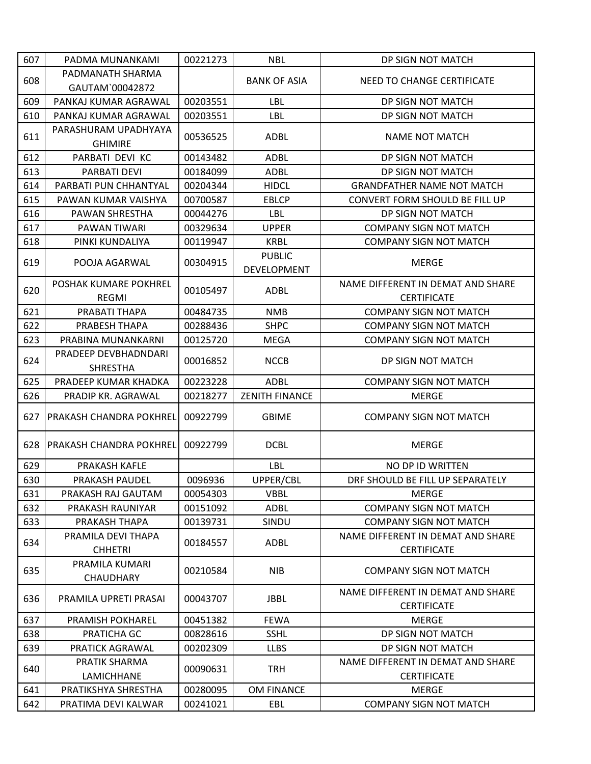| 607 | PADMA MUNANKAMI | 00221273 | NBL | DP SIGN NOT MATCH |
|---|---|---|---|---|
| 608 | PADMANATH SHARMA GAUTAM`00042872 | | BANK OF ASIA | NEED TO CHANGE CERTIFICATE |
| 609 | PANKAJ KUMAR AGRAWAL | 00203551 | LBL | DP SIGN NOT MATCH |
| 610 | PANKAJ KUMAR AGRAWAL | 00203551 | LBL | DP SIGN NOT MATCH |
| 611 | PARASHURAM UPADHYAYA GHIMIRE | 00536525 | ADBL | NAME NOT MATCH |
| 612 | PARBATI DEVI KC | 00143482 | ADBL | DP SIGN NOT MATCH |
| 613 | PARBATI DEVI | 00184099 | ADBL | DP SIGN NOT MATCH |
| 614 | PARBATI PUN CHHANTYAL | 00204344 | HIDCL | GRANDFATHER NAME NOT MATCH |
| 615 | PAWAN KUMAR VAISHYA | 00700587 | EBLCP | CONVERT FORM SHOULD BE FILL UP |
| 616 | PAWAN SHRESTHA | 00044276 | LBL | DP SIGN NOT MATCH |
| 617 | PAWAN TIWARI | 00329634 | UPPER | COMPANY SIGN NOT MATCH |
| 618 | PINKI KUNDALIYA | 00119947 | KRBL | COMPANY SIGN NOT MATCH |
| 619 | POOJA AGARWAL | 00304915 | PUBLIC DEVELOPMENT | MERGE |
| 620 | POSHAK KUMARE POKHREL REGMI | 00105497 | ADBL | NAME DIFFERENT IN DEMAT AND SHARE CERTIFICATE |
| 621 | PRABATI THAPA | 00484735 | NMB | COMPANY SIGN NOT MATCH |
| 622 | PRABESH THAPA | 00288436 | SHPC | COMPANY SIGN NOT MATCH |
| 623 | PRABINA MUNANKARNI | 00125720 | MEGA | COMPANY SIGN NOT MATCH |
| 624 | PRADEEP DEVBHADNDARI SHRESTHA | 00016852 | NCCB | DP SIGN NOT MATCH |
| 625 | PRADEEP KUMAR KHADKA | 00223228 | ADBL | COMPANY SIGN NOT MATCH |
| 626 | PRADIP KR. AGRAWAL | 00218277 | ZENITH FINANCE | MERGE |
| 627 | PRAKASH CHANDRA POKHREL | 00922799 | GBIME | COMPANY SIGN NOT MATCH |
| 628 | PRAKASH CHANDRA POKHREL | 00922799 | DCBL | MERGE |
| 629 | PRAKASH KAFLE | | LBL | NO DP ID WRITTEN |
| 630 | PRAKASH PAUDEL | 0096936 | UPPER/CBL | DRF SHOULD BE FILL UP SEPARATELY |
| 631 | PRAKASH RAJ GAUTAM | 00054303 | VBBL | MERGE |
| 632 | PRAKASH RAUNIYAR | 00151092 | ADBL | COMPANY SIGN NOT MATCH |
| 633 | PRAKASH THAPA | 00139731 | SINDU | COMPANY SIGN NOT MATCH |
| 634 | PRAMILA DEVI THAPA CHHETRI | 00184557 | ADBL | NAME DIFFERENT IN DEMAT AND SHARE CERTIFICATE |
| 635 | PRAMILA KUMARI CHAUDHARY | 00210584 | NIB | COMPANY SIGN NOT MATCH |
| 636 | PRAMILA UPRETI PRASAI | 00043707 | JBBL | NAME DIFFERENT IN DEMAT AND SHARE CERTIFICATE |
| 637 | PRAMISH POKHAREL | 00451382 | FEWA | MERGE |
| 638 | PRATICHA GC | 00828616 | SSHL | DP SIGN NOT MATCH |
| 639 | PRATICK AGRAWAL | 00202309 | LLBS | DP SIGN NOT MATCH |
| 640 | PRATIK SHARMA LAMICHHANE | 00090631 | TRH | NAME DIFFERENT IN DEMAT AND SHARE CERTIFICATE |
| 641 | PRATIKSHYA SHRESTHA | 00280095 | OM FINANCE | MERGE |
| 642 | PRATIMA DEVI KALWAR | 00241021 | EBL | COMPANY SIGN NOT MATCH |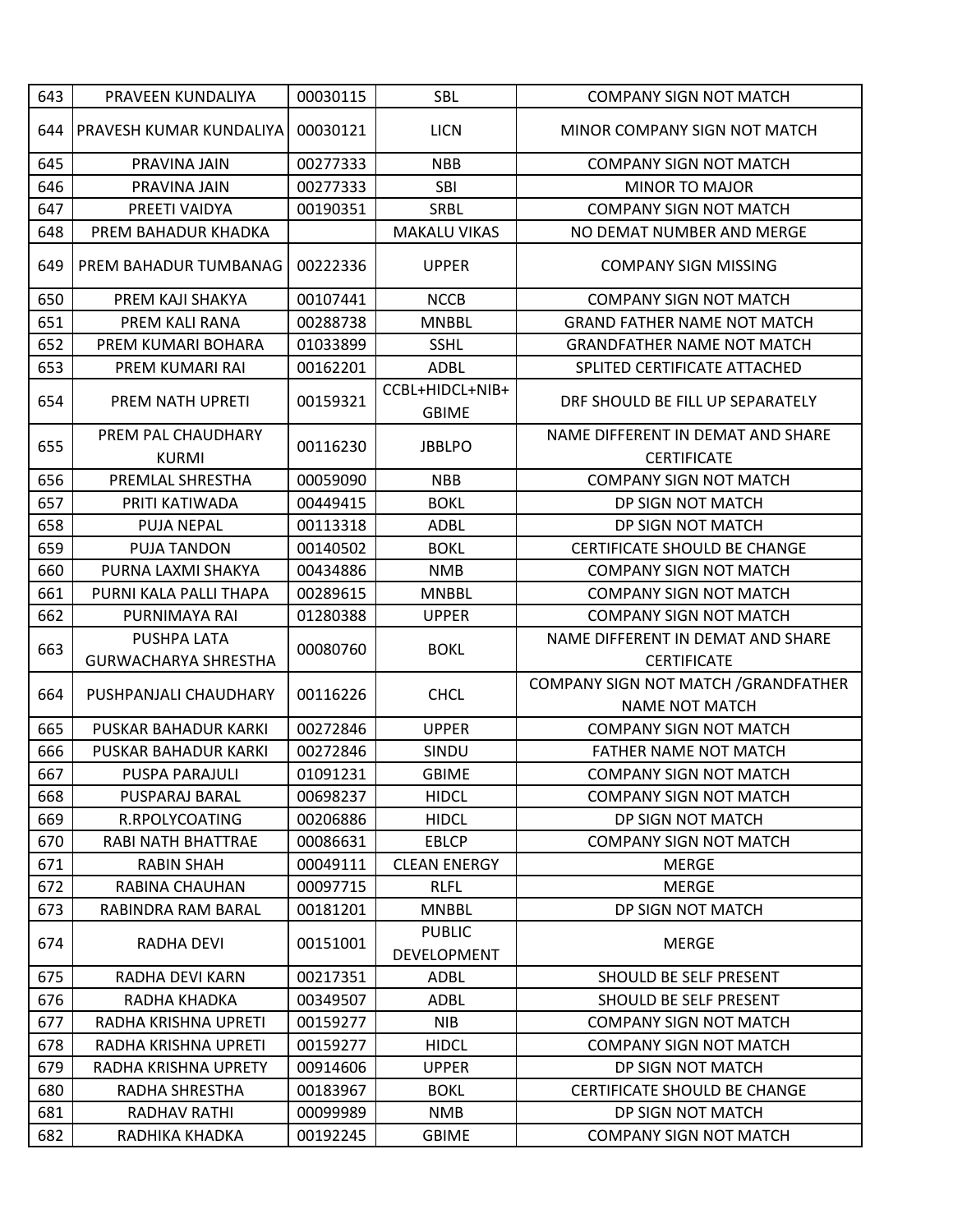| 643 | PRAVEEN KUNDALIYA | 00030115 | SBL | COMPANY SIGN NOT MATCH |
|---|---|---|---|---|
| 644 | PRAVESH KUMAR KUNDALIYA | 00030121 | LICN | MINOR COMPANY SIGN NOT MATCH |
| 645 | PRAVINA JAIN | 00277333 | NBB | COMPANY SIGN NOT MATCH |
| 646 | PRAVINA JAIN | 00277333 | SBI | MINOR TO MAJOR |
| 647 | PREETI VAIDYA | 00190351 | SRBL | COMPANY SIGN NOT MATCH |
| 648 | PREM BAHADUR KHADKA | | MAKALU VIKAS | NO DEMAT NUMBER AND MERGE |
| 649 | PREM BAHADUR TUMBANAG | 00222336 | UPPER | COMPANY SIGN MISSING |
| 650 | PREM KAJI SHAKYA | 00107441 | NCCB | COMPANY SIGN NOT MATCH |
| 651 | PREM KALI RANA | 00288738 | MNBBL | GRAND FATHER NAME NOT MATCH |
| 652 | PREM KUMARI BOHARA | 01033899 | SSHL | GRANDFATHER NAME NOT MATCH |
| 653 | PREM KUMARI RAI | 00162201 | ADBL | SPLITED CERTIFICATE ATTACHED |
| 654 | PREM NATH UPRETI | 00159321 | CCBL+HIDCL+NIB+ GBIME | DRF SHOULD BE FILL UP SEPARATELY |
| 655 | PREM PAL CHAUDHARY KURMI | 00116230 | JBBLPO | NAME DIFFERENT IN DEMAT AND SHARE CERTIFICATE |
| 656 | PREMLAL SHRESTHA | 00059090 | NBB | COMPANY SIGN NOT MATCH |
| 657 | PRITI KATIWADA | 00449415 | BOKL | DP SIGN NOT MATCH |
| 658 | PUJA NEPAL | 00113318 | ADBL | DP SIGN NOT MATCH |
| 659 | PUJA TANDON | 00140502 | BOKL | CERTIFICATE SHOULD BE CHANGE |
| 660 | PURNA LAXMI SHAKYA | 00434886 | NMB | COMPANY SIGN NOT MATCH |
| 661 | PURNI KALA PALLI THAPA | 00289615 | MNBBL | COMPANY SIGN NOT MATCH |
| 662 | PURNIMAYA RAI | 01280388 | UPPER | COMPANY SIGN NOT MATCH |
| 663 | PUSHPA LATA GURWACHARYA SHRESTHA | 00080760 | BOKL | NAME DIFFERENT IN DEMAT AND SHARE CERTIFICATE |
| 664 | PUSHPANJALI CHAUDHARY | 00116226 | CHCL | COMPANY SIGN NOT MATCH /GRANDFATHER NAME NOT MATCH |
| 665 | PUSKAR BAHADUR KARKI | 00272846 | UPPER | COMPANY SIGN NOT MATCH |
| 666 | PUSKAR BAHADUR KARKI | 00272846 | SINDU | FATHER NAME NOT MATCH |
| 667 | PUSPA PARAJULI | 01091231 | GBIME | COMPANY SIGN NOT MATCH |
| 668 | PUSPARAJ BARAL | 00698237 | HIDCL | COMPANY SIGN NOT MATCH |
| 669 | R.RPOLYCOATING | 00206886 | HIDCL | DP SIGN NOT MATCH |
| 670 | RABI NATH BHATTRAE | 00086631 | EBLCP | COMPANY SIGN NOT MATCH |
| 671 | RABIN SHAH | 00049111 | CLEAN ENERGY | MERGE |
| 672 | RABINA CHAUHAN | 00097715 | RLFL | MERGE |
| 673 | RABINDRA RAM BARAL | 00181201 | MNBBL | DP SIGN NOT MATCH |
| 674 | RADHA DEVI | 00151001 | PUBLIC DEVELOPMENT | MERGE |
| 675 | RADHA DEVI KARN | 00217351 | ADBL | SHOULD BE SELF PRESENT |
| 676 | RADHA KHADKA | 00349507 | ADBL | SHOULD BE SELF PRESENT |
| 677 | RADHA KRISHNA UPRETI | 00159277 | NIB | COMPANY SIGN NOT MATCH |
| 678 | RADHA KRISHNA UPRETI | 00159277 | HIDCL | COMPANY SIGN NOT MATCH |
| 679 | RADHA KRISHNA UPRETY | 00914606 | UPPER | DP SIGN NOT MATCH |
| 680 | RADHA SHRESTHA | 00183967 | BOKL | CERTIFICATE SHOULD BE CHANGE |
| 681 | RADHAV RATHI | 00099989 | NMB | DP SIGN NOT MATCH |
| 682 | RADHIKA KHADKA | 00192245 | GBIME | COMPANY SIGN NOT MATCH |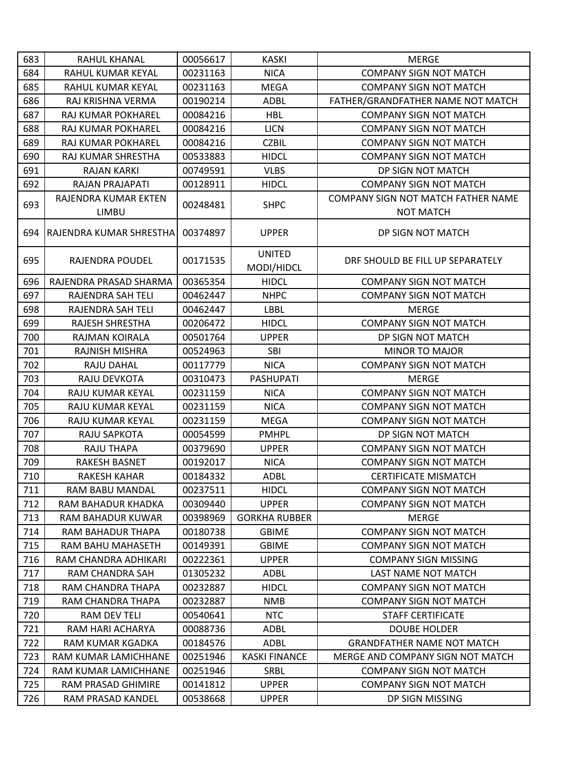| 683 | RAHUL KHANAL | 00056617 | KASKI | MERGE |
|---|---|---|---|---|
| 684 | RAHUL KUMAR KEYAL | 00231163 | NICA | COMPANY SIGN NOT MATCH |
| 685 | RAHUL KUMAR KEYAL | 00231163 | MEGA | COMPANY SIGN NOT MATCH |
| 686 | RAJ KRISHNA VERMA | 00190214 | ADBL | FATHER/GRANDFATHER NAME NOT MATCH |
| 687 | RAJ KUMAR POKHAREL | 00084216 | HBL | COMPANY SIGN NOT MATCH |
| 688 | RAJ KUMAR POKHAREL | 00084216 | LICN | COMPANY SIGN NOT MATCH |
| 689 | RAJ KUMAR POKHAREL | 00084216 | CZBIL | COMPANY SIGN NOT MATCH |
| 690 | RAJ KUMAR SHRESTHA | 00533883 | HIDCL | COMPANY SIGN NOT MATCH |
| 691 | RAJAN KARKI | 00749591 | VLBS | DP SIGN NOT MATCH |
| 692 | RAJAN PRAJAPATI | 00128911 | HIDCL | COMPANY SIGN NOT MATCH |
| 693 | RAJENDRA KUMAR EKTEN LIMBU | 00248481 | SHPC | COMPANY SIGN NOT MATCH FATHER NAME NOT MATCH |
| 694 | RAJENDRA KUMAR SHRESTHA | 00374897 | UPPER | DP SIGN NOT MATCH |
| 695 | RAJENDRA POUDEL | 00171535 | UNITED MODI/HIDCL | DRF SHOULD BE FILL UP SEPARATELY |
| 696 | RAJENDRA PRASAD SHARMA | 00365354 | HIDCL | COMPANY SIGN NOT MATCH |
| 697 | RAJENDRA SAH TELI | 00462447 | NHPC | COMPANY SIGN NOT MATCH |
| 698 | RAJENDRA SAH TELI | 00462447 | LBBL | MERGE |
| 699 | RAJESH SHRESTHA | 00206472 | HIDCL | COMPANY SIGN NOT MATCH |
| 700 | RAJMAN KOIRALA | 00501764 | UPPER | DP SIGN NOT MATCH |
| 701 | RAJNISH MISHRA | 00524963 | SBI | MINOR TO MAJOR |
| 702 | RAJU DAHAL | 00117779 | NICA | COMPANY SIGN NOT MATCH |
| 703 | RAJU DEVKOTA | 00310473 | PASHUPATI | MERGE |
| 704 | RAJU KUMAR KEYAL | 00231159 | NICA | COMPANY SIGN NOT MATCH |
| 705 | RAJU KUMAR KEYAL | 00231159 | NICA | COMPANY SIGN NOT MATCH |
| 706 | RAJU KUMAR KEYAL | 00231159 | MEGA | COMPANY SIGN NOT MATCH |
| 707 | RAJU SAPKOTA | 00054599 | PMHPL | DP SIGN NOT MATCH |
| 708 | RAJU THAPA | 00379690 | UPPER | COMPANY SIGN NOT MATCH |
| 709 | RAKESH BASNET | 00192017 | NICA | COMPANY SIGN NOT MATCH |
| 710 | RAKESH KAHAR | 00184332 | ADBL | CERTIFICATE MISMATCH |
| 711 | RAM BABU MANDAL | 00237511 | HIDCL | COMPANY SIGN NOT MATCH |
| 712 | RAM BAHADUR KHADKA | 00309440 | UPPER | COMPANY SIGN NOT MATCH |
| 713 | RAM BAHADUR KUWAR | 00398969 | GORKHA RUBBER | MERGE |
| 714 | RAM BAHADUR THAPA | 00180738 | GBIME | COMPANY SIGN NOT MATCH |
| 715 | RAM BAHU MAHASETH | 00149391 | GBIME | COMPANY SIGN NOT MATCH |
| 716 | RAM CHANDRA ADHIKARI | 00222361 | UPPER | COMPANY SIGN MISSING |
| 717 | RAM CHANDRA SAH | 01305232 | ADBL | LAST NAME NOT MATCH |
| 718 | RAM CHANDRA THAPA | 00232887 | HIDCL | COMPANY SIGN NOT MATCH |
| 719 | RAM CHANDRA THAPA | 00232887 | NMB | COMPANY SIGN NOT MATCH |
| 720 | RAM DEV TELI | 00540641 | NTC | STAFF CERTIFICATE |
| 721 | RAM HARI ACHARYA | 00088736 | ADBL | DOUBE HOLDER |
| 722 | RAM KUMAR KGADKA | 00184576 | ADBL | GRANDFATHER NAME NOT MATCH |
| 723 | RAM KUMAR LAMICHHANE | 00251946 | KASKI FINANCE | MERGE AND COMPANY SIGN NOT MATCH |
| 724 | RAM KUMAR LAMICHHANE | 00251946 | SRBL | COMPANY SIGN NOT MATCH |
| 725 | RAM PRASAD GHIMIRE | 00141812 | UPPER | COMPANY SIGN NOT MATCH |
| 726 | RAM PRASAD KANDEL | 00538668 | UPPER | DP SIGN MISSING |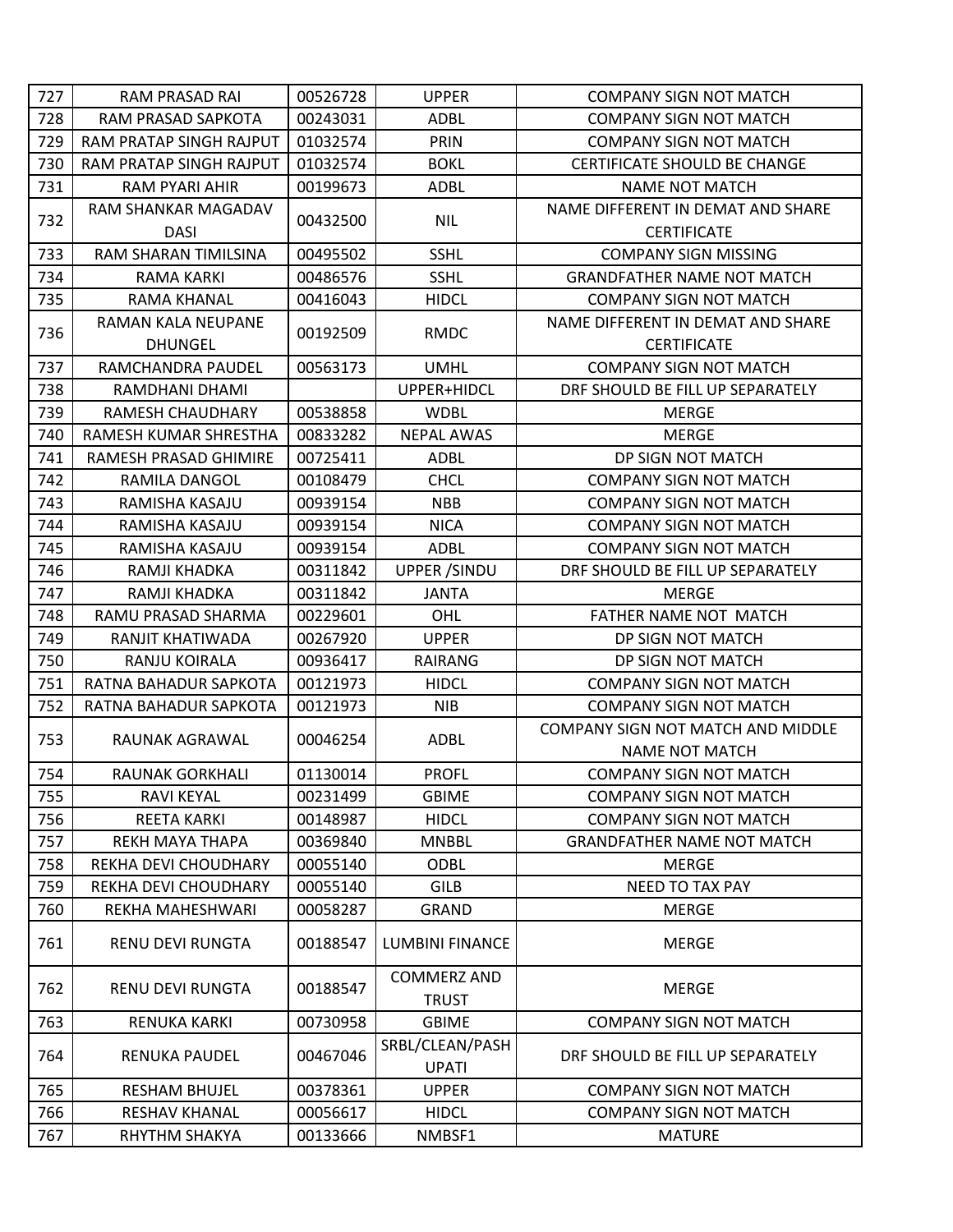| 727 | RAM PRASAD RAI | 00526728 | UPPER | COMPANY SIGN NOT MATCH |
|---|---|---|---|---|
| 728 | RAM PRASAD SAPKOTA | 00243031 | ADBL | COMPANY SIGN NOT MATCH |
| 729 | RAM PRATAP SINGH RAJPUT | 01032574 | PRIN | COMPANY SIGN NOT MATCH |
| 730 | RAM PRATAP SINGH RAJPUT | 01032574 | BOKL | CERTIFICATE SHOULD BE CHANGE |
| 731 | RAM PYARI AHIR | 00199673 | ADBL | NAME NOT MATCH |
| 732 | RAM SHANKAR MAGADAV DASI | 00432500 | NIL | NAME DIFFERENT IN DEMAT AND SHARE CERTIFICATE |
| 733 | RAM SHARAN TIMILSINA | 00495502 | SSHL | COMPANY SIGN MISSING |
| 734 | RAMA KARKI | 00486576 | SSHL | GRANDFATHER NAME NOT MATCH |
| 735 | RAMA KHANAL | 00416043 | HIDCL | COMPANY SIGN NOT MATCH |
| 736 | RAMAN KALA NEUPANE DHUNGEL | 00192509 | RMDC | NAME DIFFERENT IN DEMAT AND SHARE CERTIFICATE |
| 737 | RAMCHANDRA PAUDEL | 00563173 | UMHL | COMPANY SIGN NOT MATCH |
| 738 | RAMDHANI DHAMI | | UPPER+HIDCL | DRF SHOULD BE FILL UP SEPARATELY |
| 739 | RAMESH CHAUDHARY | 00538858 | WDBL | MERGE |
| 740 | RAMESH KUMAR SHRESTHA | 00833282 | NEPAL AWAS | MERGE |
| 741 | RAMESH PRASAD GHIMIRE | 00725411 | ADBL | DP SIGN NOT MATCH |
| 742 | RAMILA DANGOL | 00108479 | CHCL | COMPANY SIGN NOT MATCH |
| 743 | RAMISHA KASAJU | 00939154 | NBB | COMPANY SIGN NOT MATCH |
| 744 | RAMISHA KASAJU | 00939154 | NICA | COMPANY SIGN NOT MATCH |
| 745 | RAMISHA KASAJU | 00939154 | ADBL | COMPANY SIGN NOT MATCH |
| 746 | RAMJI KHADKA | 00311842 | UPPER /SINDU | DRF SHOULD BE FILL UP SEPARATELY |
| 747 | RAMJI KHADKA | 00311842 | JANTA | MERGE |
| 748 | RAMU PRASAD SHARMA | 00229601 | OHL | FATHER NAME NOT MATCH |
| 749 | RANJIT KHATIWADA | 00267920 | UPPER | DP SIGN NOT MATCH |
| 750 | RANJU KOIRALA | 00936417 | RAIRANG | DP SIGN NOT MATCH |
| 751 | RATNA BAHADUR SAPKOTA | 00121973 | HIDCL | COMPANY SIGN NOT MATCH |
| 752 | RATNA BAHADUR SAPKOTA | 00121973 | NIB | COMPANY SIGN NOT MATCH |
| 753 | RAUNAK AGRAWAL | 00046254 | ADBL | COMPANY SIGN NOT MATCH AND MIDDLE NAME NOT MATCH |
| 754 | RAUNAK GORKHALI | 01130014 | PROFL | COMPANY SIGN NOT MATCH |
| 755 | RAVI KEYAL | 00231499 | GBIME | COMPANY SIGN NOT MATCH |
| 756 | REETA KARKI | 00148987 | HIDCL | COMPANY SIGN NOT MATCH |
| 757 | REKH MAYA THAPA | 00369840 | MNBBL | GRANDFATHER NAME NOT MATCH |
| 758 | REKHA DEVI CHOUDHARY | 00055140 | ODBL | MERGE |
| 759 | REKHA DEVI CHOUDHARY | 00055140 | GILB | NEED TO TAX PAY |
| 760 | REKHA MAHESHWARI | 00058287 | GRAND | MERGE |
| 761 | RENU DEVI RUNGTA | 00188547 | LUMBINI FINANCE | MERGE |
| 762 | RENU DEVI RUNGTA | 00188547 | COMMERZ AND TRUST | MERGE |
| 763 | RENUKA KARKI | 00730958 | GBIME | COMPANY SIGN NOT MATCH |
| 764 | RENUKA PAUDEL | 00467046 | SRBL/CLEAN/PASHUPATI | DRF SHOULD BE FILL UP SEPARATELY |
| 765 | RESHAM BHUJEL | 00378361 | UPPER | COMPANY SIGN NOT MATCH |
| 766 | RESHAV KHANAL | 00056617 | HIDCL | COMPANY SIGN NOT MATCH |
| 767 | RHYTHM SHAKYA | 00133666 | NMBSF1 | MATURE |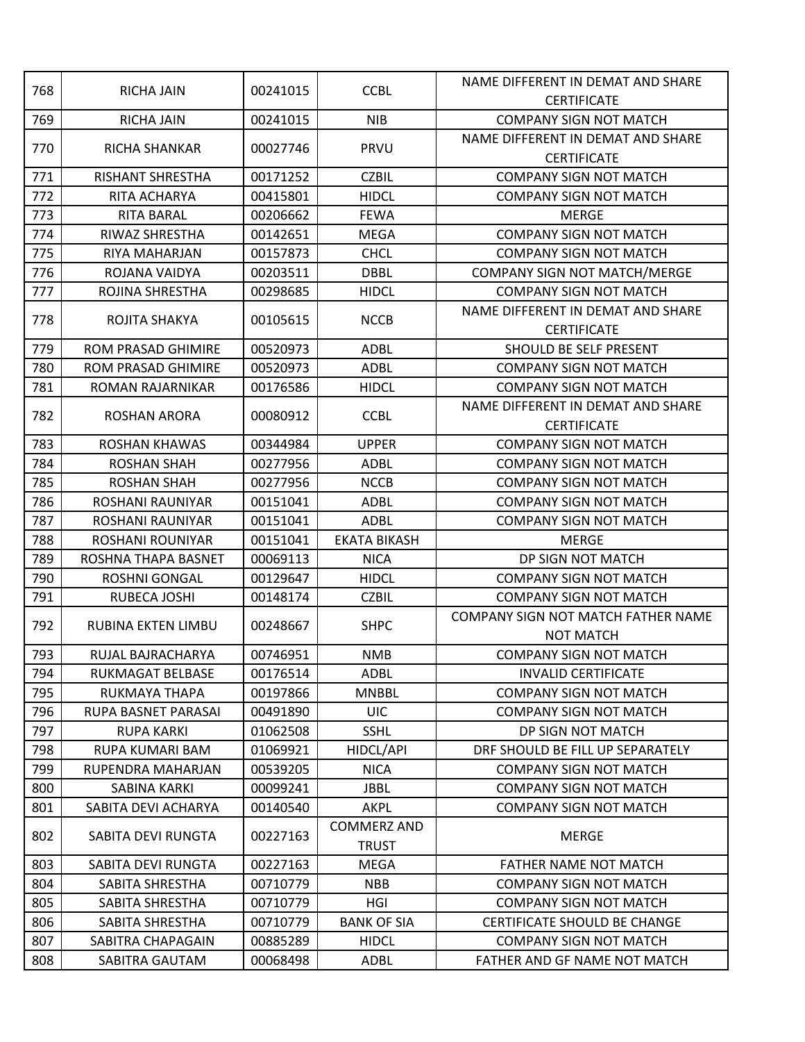| 768 | RICHA JAIN | 00241015 | CCBL | NAME DIFFERENT IN DEMAT AND SHARE CERTIFICATE |
|---|---|---|---|---|
| 769 | RICHA JAIN | 00241015 | NIB | COMPANY SIGN NOT MATCH |
| 770 | RICHA SHANKAR | 00027746 | PRVU | NAME DIFFERENT IN DEMAT AND SHARE CERTIFICATE |
| 771 | RISHANT SHRESTHA | 00171252 | CZBIL | COMPANY SIGN NOT MATCH |
| 772 | RITA ACHARYA | 00415801 | HIDCL | COMPANY SIGN NOT MATCH |
| 773 | RITA BARAL | 00206662 | FEWA | MERGE |
| 774 | RIWAZ SHRESTHA | 00142651 | MEGA | COMPANY SIGN NOT MATCH |
| 775 | RIYA MAHARJAN | 00157873 | CHCL | COMPANY SIGN NOT MATCH |
| 776 | ROJANA VAIDYA | 00203511 | DBBL | COMPANY SIGN NOT MATCH/MERGE |
| 777 | ROJINA SHRESTHA | 00298685 | HIDCL | COMPANY SIGN NOT MATCH |
| 778 | ROJITA SHAKYA | 00105615 | NCCB | NAME DIFFERENT IN DEMAT AND SHARE CERTIFICATE |
| 779 | ROM PRASAD GHIMIRE | 00520973 | ADBL | SHOULD BE SELF PRESENT |
| 780 | ROM PRASAD GHIMIRE | 00520973 | ADBL | COMPANY SIGN NOT MATCH |
| 781 | ROMAN RAJARNIKAR | 00176586 | HIDCL | COMPANY SIGN NOT MATCH |
| 782 | ROSHAN ARORA | 00080912 | CCBL | NAME DIFFERENT IN DEMAT AND SHARE CERTIFICATE |
| 783 | ROSHAN KHAWAS | 00344984 | UPPER | COMPANY SIGN NOT MATCH |
| 784 | ROSHAN SHAH | 00277956 | ADBL | COMPANY SIGN NOT MATCH |
| 785 | ROSHAN SHAH | 00277956 | NCCB | COMPANY SIGN NOT MATCH |
| 786 | ROSHANI RAUNIYAR | 00151041 | ADBL | COMPANY SIGN NOT MATCH |
| 787 | ROSHANI RAUNIYAR | 00151041 | ADBL | COMPANY SIGN NOT MATCH |
| 788 | ROSHANI ROUNIYAR | 00151041 | EKATA BIKASH | MERGE |
| 789 | ROSHNA THAPA BASNET | 00069113 | NICA | DP SIGN NOT MATCH |
| 790 | ROSHNI GONGAL | 00129647 | HIDCL | COMPANY SIGN NOT MATCH |
| 791 | RUBECA JOSHI | 00148174 | CZBIL | COMPANY SIGN NOT MATCH |
| 792 | RUBINA EKTEN LIMBU | 00248667 | SHPC | COMPANY SIGN NOT MATCH FATHER NAME NOT MATCH |
| 793 | RUJAL BAJRACHARYA | 00746951 | NMB | COMPANY SIGN NOT MATCH |
| 794 | RUKMAGAT BELBASE | 00176514 | ADBL | INVALID CERTIFICATE |
| 795 | RUKMAYA THAPA | 00197866 | MNBBL | COMPANY SIGN NOT MATCH |
| 796 | RUPA BASNET PARASAI | 00491890 | UIC | COMPANY SIGN NOT MATCH |
| 797 | RUPA KARKI | 01062508 | SSHL | DP SIGN NOT MATCH |
| 798 | RUPA KUMARI BAM | 01069921 | HIDCL/API | DRF SHOULD BE FILL UP SEPARATELY |
| 799 | RUPENDRA MAHARJAN | 00539205 | NICA | COMPANY SIGN NOT MATCH |
| 800 | SABINA KARKI | 00099241 | JBBL | COMPANY SIGN NOT MATCH |
| 801 | SABITA DEVI ACHARYA | 00140540 | AKPL | COMPANY SIGN NOT MATCH |
| 802 | SABITA DEVI RUNGTA | 00227163 | COMMERZ AND TRUST | MERGE |
| 803 | SABITA DEVI RUNGTA | 00227163 | MEGA | FATHER NAME NOT MATCH |
| 804 | SABITA SHRESTHA | 00710779 | NBB | COMPANY SIGN NOT MATCH |
| 805 | SABITA SHRESTHA | 00710779 | HGI | COMPANY SIGN NOT MATCH |
| 806 | SABITA SHRESTHA | 00710779 | BANK OF SIA | CERTIFICATE SHOULD BE CHANGE |
| 807 | SABITRA CHAPAGAIN | 00885289 | HIDCL | COMPANY SIGN NOT MATCH |
| 808 | SABITRA GAUTAM | 00068498 | ADBL | FATHER AND GF NAME NOT MATCH |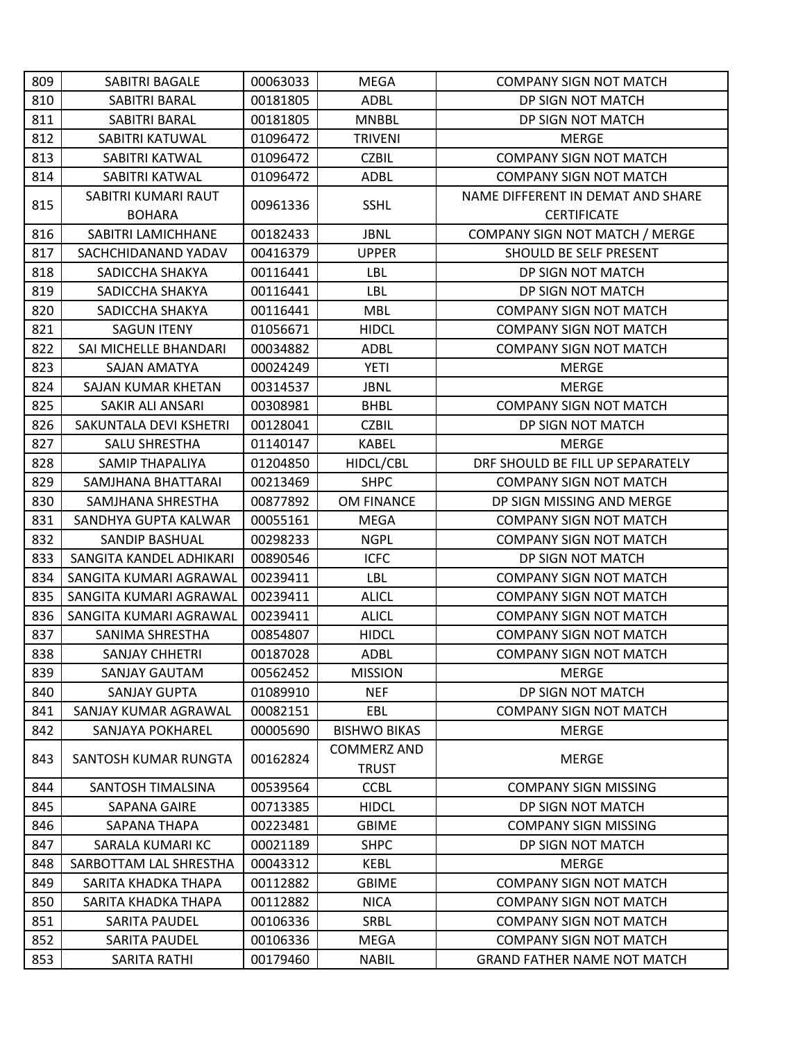| 809 | SABITRI BAGALE | 00063033 | MEGA | COMPANY SIGN NOT MATCH |
|---|---|---|---|---|
| 810 | SABITRI BARAL | 00181805 | ADBL | DP SIGN NOT MATCH |
| 811 | SABITRI BARAL | 00181805 | MNBBL | DP SIGN NOT MATCH |
| 812 | SABITRI KATUWAL | 01096472 | TRIVENI | MERGE |
| 813 | SABITRI KATWAL | 01096472 | CZBIL | COMPANY SIGN NOT MATCH |
| 814 | SABITRI KATWAL | 01096472 | ADBL | COMPANY SIGN NOT MATCH |
| 815 | SABITRI KUMARI RAUT BOHARA | 00961336 | SSHL | NAME DIFFERENT IN DEMAT AND SHARE CERTIFICATE |
| 816 | SABITRI LAMICHHANE | 00182433 | JBNL | COMPANY SIGN NOT MATCH / MERGE |
| 817 | SACHCHIDANAND YADAV | 00416379 | UPPER | SHOULD BE SELF PRESENT |
| 818 | SADICCHA SHAKYA | 00116441 | LBL | DP SIGN NOT MATCH |
| 819 | SADICCHA SHAKYA | 00116441 | LBL | DP SIGN NOT MATCH |
| 820 | SADICCHA SHAKYA | 00116441 | MBL | COMPANY SIGN NOT MATCH |
| 821 | SAGUN ITENY | 01056671 | HIDCL | COMPANY SIGN NOT MATCH |
| 822 | SAI MICHELLE BHANDARI | 00034882 | ADBL | COMPANY SIGN NOT MATCH |
| 823 | SAJAN AMATYA | 00024249 | YETI | MERGE |
| 824 | SAJAN KUMAR KHETAN | 00314537 | JBNL | MERGE |
| 825 | SAKIR ALI ANSARI | 00308981 | BHBL | COMPANY SIGN NOT MATCH |
| 826 | SAKUNTALA DEVI KSHETRI | 00128041 | CZBIL | DP SIGN NOT MATCH |
| 827 | SALU SHRESTHA | 01140147 | KABEL | MERGE |
| 828 | SAMIP THAPALIYA | 01204850 | HIDCL/CBL | DRF SHOULD BE FILL UP SEPARATELY |
| 829 | SAMJHANA BHATTARAI | 00213469 | SHPC | COMPANY SIGN NOT MATCH |
| 830 | SAMJHANA SHRESTHA | 00877892 | OM FINANCE | DP SIGN MISSING AND MERGE |
| 831 | SANDHYA GUPTA KALWAR | 00055161 | MEGA | COMPANY SIGN NOT MATCH |
| 832 | SANDIP BASHUAL | 00298233 | NGPL | COMPANY SIGN NOT MATCH |
| 833 | SANGITA KANDEL ADHIKARI | 00890546 | ICFC | DP SIGN NOT MATCH |
| 834 | SANGITA KUMARI AGRAWAL | 00239411 | LBL | COMPANY SIGN NOT MATCH |
| 835 | SANGITA KUMARI AGRAWAL | 00239411 | ALICL | COMPANY SIGN NOT MATCH |
| 836 | SANGITA KUMARI AGRAWAL | 00239411 | ALICL | COMPANY SIGN NOT MATCH |
| 837 | SANIMA SHRESTHA | 00854807 | HIDCL | COMPANY SIGN NOT MATCH |
| 838 | SANJAY CHHETRI | 00187028 | ADBL | COMPANY SIGN NOT MATCH |
| 839 | SANJAY GAUTAM | 00562452 | MISSION | MERGE |
| 840 | SANJAY GUPTA | 01089910 | NEF | DP SIGN NOT MATCH |
| 841 | SANJAY KUMAR AGRAWAL | 00082151 | EBL | COMPANY SIGN NOT MATCH |
| 842 | SANJAYA POKHAREL | 00005690 | BISHWO BIKAS | MERGE |
| 843 | SANTOSH KUMAR RUNGTA | 00162824 | COMMERZ AND TRUST | MERGE |
| 844 | SANTOSH TIMALSINA | 00539564 | CCBL | COMPANY SIGN MISSING |
| 845 | SAPANA GAIRE | 00713385 | HIDCL | DP SIGN NOT MATCH |
| 846 | SAPANA THAPA | 00223481 | GBIME | COMPANY SIGN MISSING |
| 847 | SARALA KUMARI KC | 00021189 | SHPC | DP SIGN NOT MATCH |
| 848 | SARBOTTAM LAL SHRESTHA | 00043312 | KEBL | MERGE |
| 849 | SARITA KHADKA THAPA | 00112882 | GBIME | COMPANY SIGN NOT MATCH |
| 850 | SARITA KHADKA THAPA | 00112882 | NICA | COMPANY SIGN NOT MATCH |
| 851 | SARITA PAUDEL | 00106336 | SRBL | COMPANY SIGN NOT MATCH |
| 852 | SARITA PAUDEL | 00106336 | MEGA | COMPANY SIGN NOT MATCH |
| 853 | SARITA RATHI | 00179460 | NABIL | GRAND FATHER NAME NOT MATCH |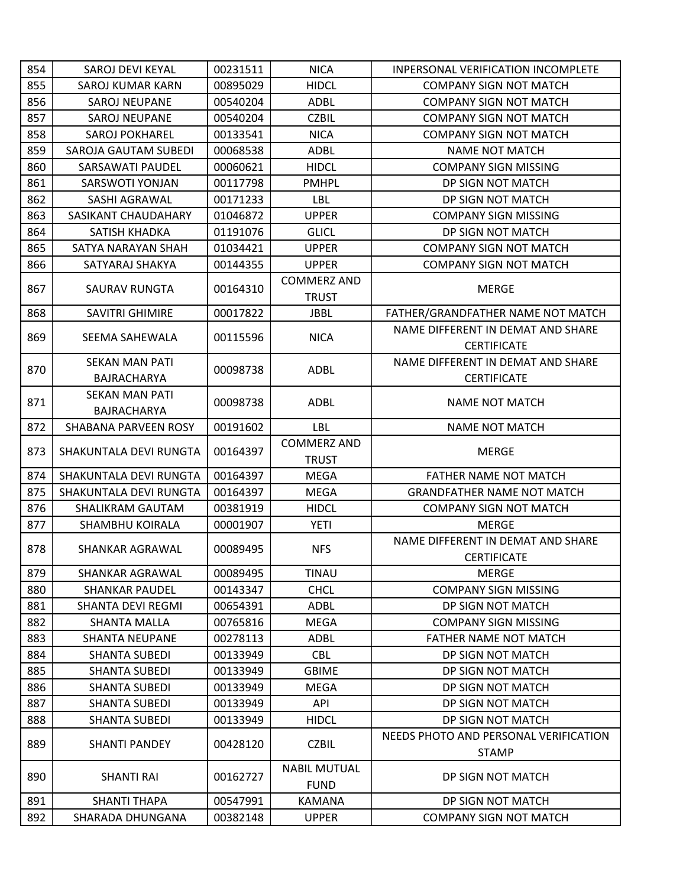| 854 | SAROJ DEVI KEYAL | 00231511 | NICA | INPERSONAL VERIFICATION INCOMPLETE |
|---|---|---|---|---|
| 855 | SAROJ KUMAR KARN | 00895029 | HIDCL | COMPANY SIGN NOT MATCH |
| 856 | SAROJ NEUPANE | 00540204 | ADBL | COMPANY SIGN NOT MATCH |
| 857 | SAROJ NEUPANE | 00540204 | CZBIL | COMPANY SIGN NOT MATCH |
| 858 | SAROJ POKHAREL | 00133541 | NICA | COMPANY SIGN NOT MATCH |
| 859 | SAROJA GAUTAM SUBEDI | 00068538 | ADBL | NAME NOT MATCH |
| 860 | SARSAWATI PAUDEL | 00060621 | HIDCL | COMPANY SIGN MISSING |
| 861 | SARSWOTI YONJAN | 00117798 | PMHPL | DP SIGN NOT MATCH |
| 862 | SASHI AGRAWAL | 00171233 | LBL | DP SIGN NOT MATCH |
| 863 | SASIKANT CHAUDAHARY | 01046872 | UPPER | COMPANY SIGN MISSING |
| 864 | SATISH KHADKA | 01191076 | GLICL | DP SIGN NOT MATCH |
| 865 | SATYA NARAYAN SHAH | 01034421 | UPPER | COMPANY SIGN NOT MATCH |
| 866 | SATYARAJ SHAKYA | 00144355 | UPPER | COMPANY SIGN NOT MATCH |
| 867 | SAURAV RUNGTA | 00164310 | COMMERZ AND TRUST | MERGE |
| 868 | SAVITRI GHIMIRE | 00017822 | JBBL | FATHER/GRANDFATHER NAME NOT MATCH |
| 869 | SEEMA SAHEWALA | 00115596 | NICA | NAME DIFFERENT IN DEMAT AND SHARE CERTIFICATE |
| 870 | SEKAN MAN PATI BAJRACHARYA | 00098738 | ADBL | NAME DIFFERENT IN DEMAT AND SHARE CERTIFICATE |
| 871 | SEKAN MAN PATI BAJRACHARYA | 00098738 | ADBL | NAME NOT MATCH |
| 872 | SHABANA PARVEEN ROSY | 00191602 | LBL | NAME NOT MATCH |
| 873 | SHAKUNTALA DEVI RUNGTA | 00164397 | COMMERZ AND TRUST | MERGE |
| 874 | SHAKUNTALA DEVI RUNGTA | 00164397 | MEGA | FATHER NAME NOT MATCH |
| 875 | SHAKUNTALA DEVI RUNGTA | 00164397 | MEGA | GRANDFATHER NAME NOT MATCH |
| 876 | SHALIKRAM GAUTAM | 00381919 | HIDCL | COMPANY SIGN NOT MATCH |
| 877 | SHAMBHU KOIRALA | 00001907 | YETI | MERGE |
| 878 | SHANKAR AGRAWAL | 00089495 | NFS | NAME DIFFERENT IN DEMAT AND SHARE CERTIFICATE |
| 879 | SHANKAR AGRAWAL | 00089495 | TINAU | MERGE |
| 880 | SHANKAR PAUDEL | 00143347 | CHCL | COMPANY SIGN MISSING |
| 881 | SHANTA DEVI REGMI | 00654391 | ADBL | DP SIGN NOT MATCH |
| 882 | SHANTA MALLA | 00765816 | MEGA | COMPANY SIGN MISSING |
| 883 | SHANTA NEUPANE | 00278113 | ADBL | FATHER NAME NOT MATCH |
| 884 | SHANTA SUBEDI | 00133949 | CBL | DP SIGN NOT MATCH |
| 885 | SHANTA SUBEDI | 00133949 | GBIME | DP SIGN NOT MATCH |
| 886 | SHANTA SUBEDI | 00133949 | MEGA | DP SIGN NOT MATCH |
| 887 | SHANTA SUBEDI | 00133949 | API | DP SIGN NOT MATCH |
| 888 | SHANTA SUBEDI | 00133949 | HIDCL | DP SIGN NOT MATCH |
| 889 | SHANTI PANDEY | 00428120 | CZBIL | NEEDS PHOTO AND PERSONAL VERIFICATION STAMP |
| 890 | SHANTI RAI | 00162727 | NABIL MUTUAL FUND | DP SIGN NOT MATCH |
| 891 | SHANTI THAPA | 00547991 | KAMANA | DP SIGN NOT MATCH |
| 892 | SHARADA DHUNGANA | 00382148 | UPPER | COMPANY SIGN NOT MATCH |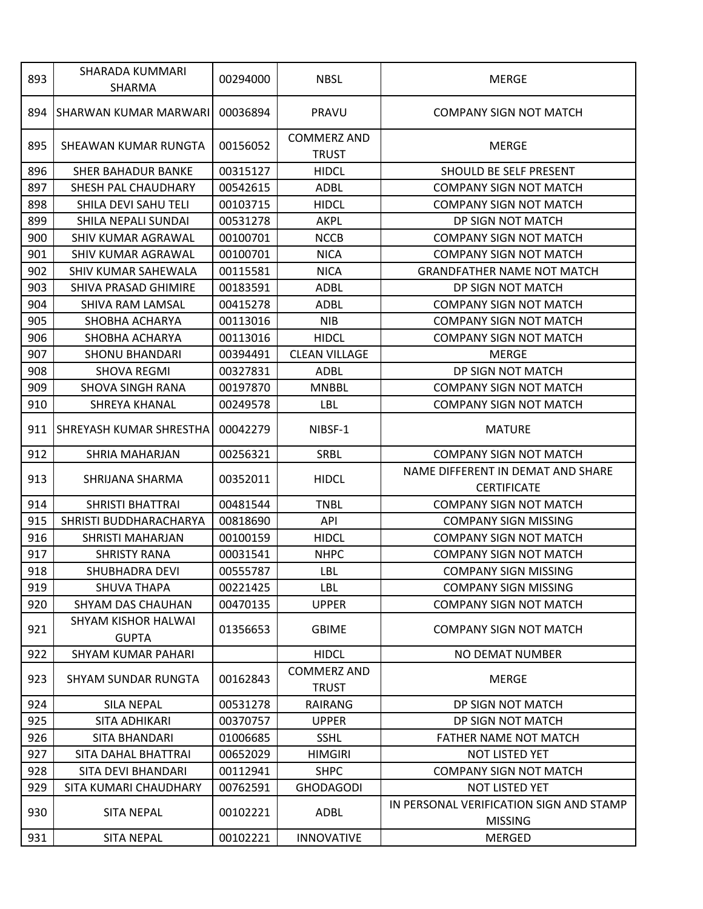| 893 | SHARADA KUMMARI SHARMA | 00294000 | NBSL | MERGE |
|---|---|---|---|---|
| 894 | SHARWAN KUMAR MARWARI | 00036894 | PRAVU | COMPANY SIGN NOT MATCH |
| 895 | SHEAWAN KUMAR RUNGTA | 00156052 | COMMERZ AND TRUST | MERGE |
| 896 | SHER BAHADUR BANKE | 00315127 | HIDCL | SHOULD BE SELF PRESENT |
| 897 | SHESH PAL CHAUDHARY | 00542615 | ADBL | COMPANY SIGN NOT MATCH |
| 898 | SHILA DEVI SAHU TELI | 00103715 | HIDCL | COMPANY SIGN NOT MATCH |
| 899 | SHILA NEPALI SUNDAI | 00531278 | AKPL | DP SIGN NOT MATCH |
| 900 | SHIV KUMAR AGRAWAL | 00100701 | NCCB | COMPANY SIGN NOT MATCH |
| 901 | SHIV KUMAR AGRAWAL | 00100701 | NICA | COMPANY SIGN NOT MATCH |
| 902 | SHIV KUMAR SAHEWALA | 00115581 | NICA | GRANDFATHER NAME NOT MATCH |
| 903 | SHIVA PRASAD GHIMIRE | 00183591 | ADBL | DP SIGN NOT MATCH |
| 904 | SHIVA RAM LAMSAL | 00415278 | ADBL | COMPANY SIGN NOT MATCH |
| 905 | SHOBHA ACHARYA | 00113016 | NIB | COMPANY SIGN NOT MATCH |
| 906 | SHOBHA ACHARYA | 00113016 | HIDCL | COMPANY SIGN NOT MATCH |
| 907 | SHONU BHANDARI | 00394491 | CLEAN VILLAGE | MERGE |
| 908 | SHOVA REGMI | 00327831 | ADBL | DP SIGN NOT MATCH |
| 909 | SHOVA SINGH RANA | 00197870 | MNBBL | COMPANY SIGN NOT MATCH |
| 910 | SHREYA KHANAL | 00249578 | LBL | COMPANY SIGN NOT MATCH |
| 911 | SHREYASH KUMAR SHRESTHA | 00042279 | NIBSF-1 | MATURE |
| 912 | SHRIA MAHARJAN | 00256321 | SRBL | COMPANY SIGN NOT MATCH |
| 913 | SHRIJANA SHARMA | 00352011 | HIDCL | NAME DIFFERENT IN DEMAT AND SHARE CERTIFICATE |
| 914 | SHRISTI BHATTRAI | 00481544 | TNBL | COMPANY SIGN NOT MATCH |
| 915 | SHRISTI BUDDHARACHARYA | 00818690 | API | COMPANY SIGN MISSING |
| 916 | SHRISTI MAHARJAN | 00100159 | HIDCL | COMPANY SIGN NOT MATCH |
| 917 | SHRISTY RANA | 00031541 | NHPC | COMPANY SIGN NOT MATCH |
| 918 | SHUBHADRA DEVI | 00555787 | LBL | COMPANY SIGN MISSING |
| 919 | SHUVA THAPA | 00221425 | LBL | COMPANY SIGN MISSING |
| 920 | SHYAM DAS CHAUHAN | 00470135 | UPPER | COMPANY SIGN NOT MATCH |
| 921 | SHYAM KISHOR HALWAI GUPTA | 01356653 | GBIME | COMPANY SIGN NOT MATCH |
| 922 | SHYAM KUMAR PAHARI | | HIDCL | NO DEMAT NUMBER |
| 923 | SHYAM SUNDAR RUNGTA | 00162843 | COMMERZ AND TRUST | MERGE |
| 924 | SILA NEPAL | 00531278 | RAIRANG | DP SIGN NOT MATCH |
| 925 | SITA ADHIKARI | 00370757 | UPPER | DP SIGN NOT MATCH |
| 926 | SITA BHANDARI | 01006685 | SSHL | FATHER NAME NOT MATCH |
| 927 | SITA DAHAL BHATTRAI | 00652029 | HIMGIRI | NOT LISTED YET |
| 928 | SITA DEVI BHANDARI | 00112941 | SHPC | COMPANY SIGN NOT MATCH |
| 929 | SITA KUMARI CHAUDHARY | 00762591 | GHODAGODI | NOT LISTED YET |
| 930 | SITA NEPAL | 00102221 | ADBL | IN PERSONAL VERIFICATION SIGN AND STAMP MISSING |
| 931 | SITA NEPAL | 00102221 | INNOVATIVE | MERGED |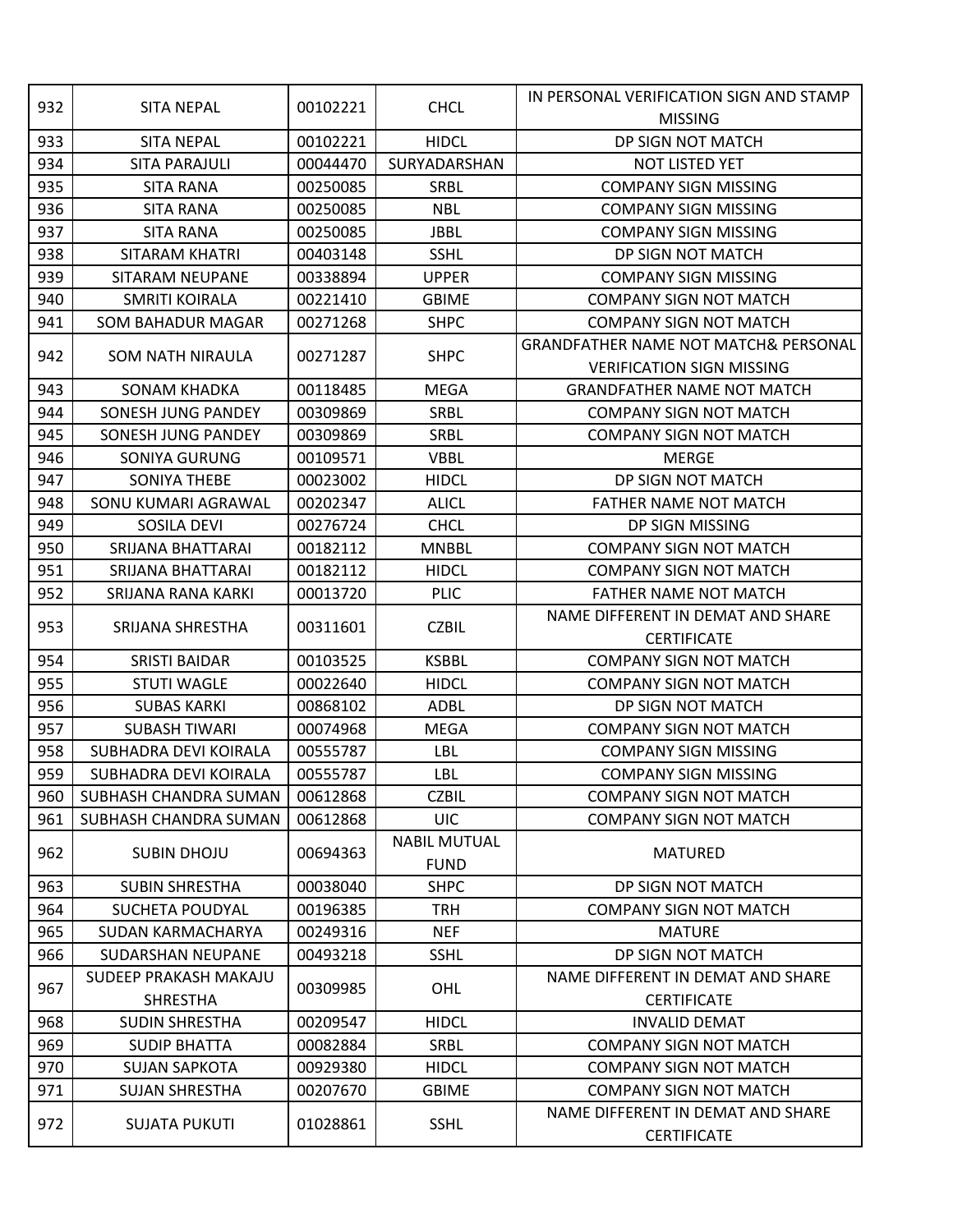| 932 | SITA NEPAL | 00102221 | CHCL | IN PERSONAL VERIFICATION SIGN AND STAMP MISSING |
|---|---|---|---|---|
| 933 | SITA NEPAL | 00102221 | HIDCL | DP SIGN NOT MATCH |
| 934 | SITA PARAJULI | 00044470 | SURYADARSHAN | NOT LISTED YET |
| 935 | SITA RANA | 00250085 | SRBL | COMPANY SIGN MISSING |
| 936 | SITA RANA | 00250085 | NBL | COMPANY SIGN MISSING |
| 937 | SITA RANA | 00250085 | JBBL | COMPANY SIGN MISSING |
| 938 | SITARAM KHATRI | 00403148 | SSHL | DP SIGN NOT MATCH |
| 939 | SITARAM NEUPANE | 00338894 | UPPER | COMPANY SIGN MISSING |
| 940 | SMRITI KOIRALA | 00221410 | GBIME | COMPANY SIGN NOT MATCH |
| 941 | SOM BAHADUR MAGAR | 00271268 | SHPC | COMPANY SIGN NOT MATCH |
| 942 | SOM NATH NIRAULA | 00271287 | SHPC | GRANDFATHER NAME NOT MATCH& PERSONAL VERIFICATION SIGN MISSING |
| 943 | SONAM KHADKA | 00118485 | MEGA | GRANDFATHER NAME NOT MATCH |
| 944 | SONESH JUNG PANDEY | 00309869 | SRBL | COMPANY SIGN NOT MATCH |
| 945 | SONESH JUNG PANDEY | 00309869 | SRBL | COMPANY SIGN NOT MATCH |
| 946 | SONIYA GURUNG | 00109571 | VBBL | MERGE |
| 947 | SONIYA THEBE | 00023002 | HIDCL | DP SIGN NOT MATCH |
| 948 | SONU KUMARI AGRAWAL | 00202347 | ALICL | FATHER NAME NOT MATCH |
| 949 | SOSILA DEVI | 00276724 | CHCL | DP SIGN MISSING |
| 950 | SRIJANA BHATTARAI | 00182112 | MNBBL | COMPANY SIGN NOT MATCH |
| 951 | SRIJANA BHATTARAI | 00182112 | HIDCL | COMPANY SIGN NOT MATCH |
| 952 | SRIJANA RANA KARKI | 00013720 | PLIC | FATHER NAME NOT MATCH |
| 953 | SRIJANA SHRESTHA | 00311601 | CZBIL | NAME DIFFERENT IN DEMAT AND SHARE CERTIFICATE |
| 954 | SRISTI BAIDAR | 00103525 | KSBBL | COMPANY SIGN NOT MATCH |
| 955 | STUTI WAGLE | 00022640 | HIDCL | COMPANY SIGN NOT MATCH |
| 956 | SUBAS KARKI | 00868102 | ADBL | DP SIGN NOT MATCH |
| 957 | SUBASH TIWARI | 00074968 | MEGA | COMPANY SIGN NOT MATCH |
| 958 | SUBHADRA DEVI KOIRALA | 00555787 | LBL | COMPANY SIGN MISSING |
| 959 | SUBHADRA DEVI KOIRALA | 00555787 | LBL | COMPANY SIGN MISSING |
| 960 | SUBHASH CHANDRA SUMAN | 00612868 | CZBIL | COMPANY SIGN NOT MATCH |
| 961 | SUBHASH CHANDRA SUMAN | 00612868 | UIC | COMPANY SIGN NOT MATCH |
| 962 | SUBIN DHOJU | 00694363 | NABIL MUTUAL FUND | MATURED |
| 963 | SUBIN SHRESTHA | 00038040 | SHPC | DP SIGN NOT MATCH |
| 964 | SUCHETA POUDYAL | 00196385 | TRH | COMPANY SIGN NOT MATCH |
| 965 | SUDAN KARMACHARYA | 00249316 | NEF | MATURE |
| 966 | SUDARSHAN NEUPANE | 00493218 | SSHL | DP SIGN NOT MATCH |
| 967 | SUDEEP PRAKASH MAKAJU SHRESTHA | 00309985 | OHL | NAME DIFFERENT IN DEMAT AND SHARE CERTIFICATE |
| 968 | SUDIN SHRESTHA | 00209547 | HIDCL | INVALID DEMAT |
| 969 | SUDIP BHATTA | 00082884 | SRBL | COMPANY SIGN NOT MATCH |
| 970 | SUJAN SAPKOTA | 00929380 | HIDCL | COMPANY SIGN NOT MATCH |
| 971 | SUJAN SHRESTHA | 00207670 | GBIME | COMPANY SIGN NOT MATCH |
| 972 | SUJATA PUKUTI | 01028861 | SSHL | NAME DIFFERENT IN DEMAT AND SHARE CERTIFICATE |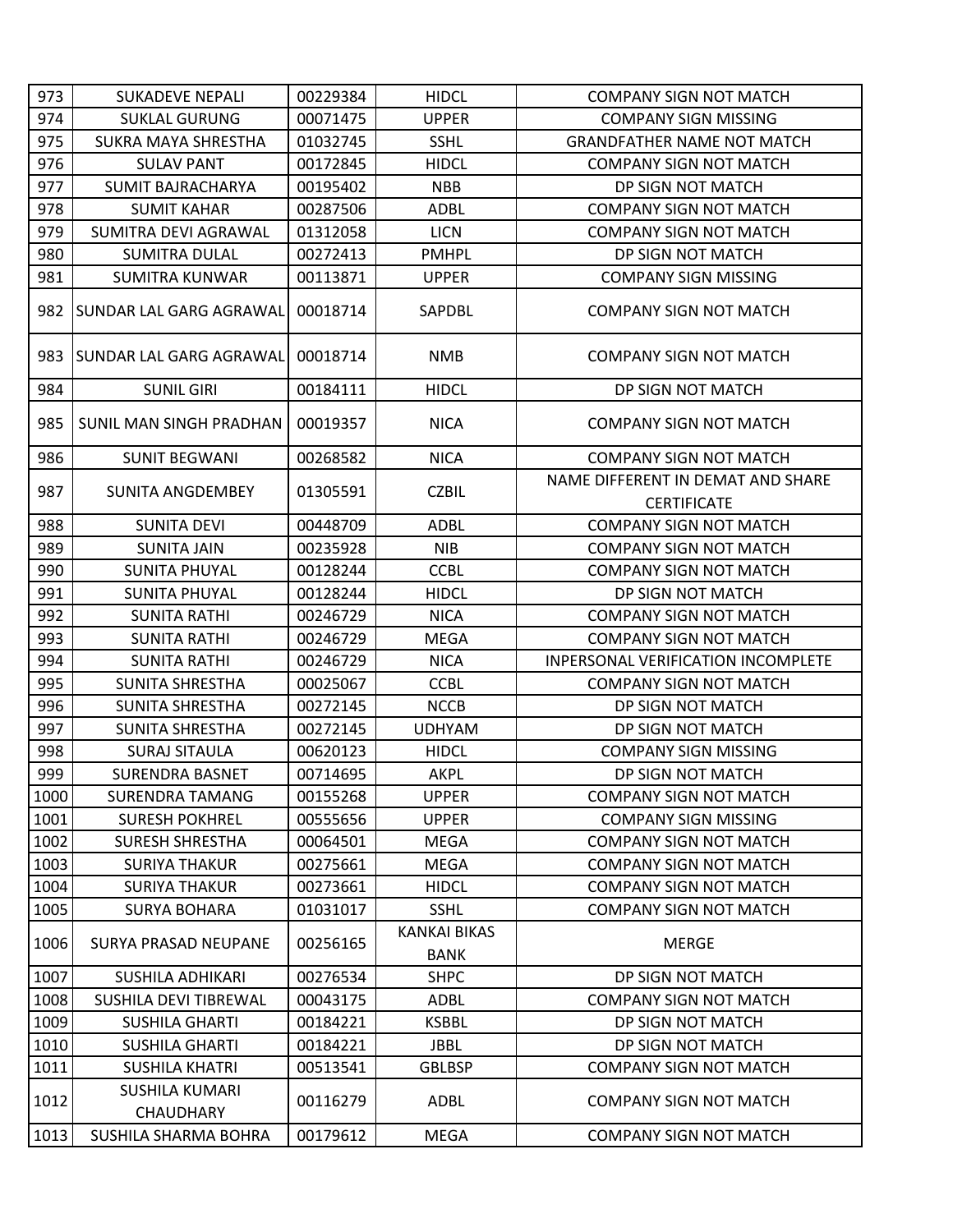| | | | | |
|---|---|---|---|---|
| 973 | SUKADEVE NEPALI | 00229384 | HIDCL | COMPANY SIGN NOT MATCH |
| 974 | SUKLAL GURUNG | 00071475 | UPPER | COMPANY SIGN MISSING |
| 975 | SUKRA MAYA SHRESTHA | 01032745 | SSHL | GRANDFATHER NAME NOT MATCH |
| 976 | SULAV PANT | 00172845 | HIDCL | COMPANY SIGN NOT MATCH |
| 977 | SUMIT BAJRACHARYA | 00195402 | NBB | DP SIGN NOT MATCH |
| 978 | SUMIT KAHAR | 00287506 | ADBL | COMPANY SIGN NOT MATCH |
| 979 | SUMITRA DEVI AGRAWAL | 01312058 | LICN | COMPANY SIGN NOT MATCH |
| 980 | SUMITRA DULAL | 00272413 | PMHPL | DP SIGN NOT MATCH |
| 981 | SUMITRA KUNWAR | 00113871 | UPPER | COMPANY SIGN MISSING |
| 982 | SUNDAR LAL GARG AGRAWAL | 00018714 | SAPDBL | COMPANY SIGN NOT MATCH |
| 983 | SUNDAR LAL GARG AGRAWAL | 00018714 | NMB | COMPANY SIGN NOT MATCH |
| 984 | SUNIL GIRI | 00184111 | HIDCL | DP SIGN NOT MATCH |
| 985 | SUNIL MAN SINGH PRADHAN | 00019357 | NICA | COMPANY SIGN NOT MATCH |
| 986 | SUNIT BEGWANI | 00268582 | NICA | COMPANY SIGN NOT MATCH |
| 987 | SUNITA ANGDEMBEY | 01305591 | CZBIL | NAME DIFFERENT IN DEMAT AND SHARE CERTIFICATE |
| 988 | SUNITA DEVI | 00448709 | ADBL | COMPANY SIGN NOT MATCH |
| 989 | SUNITA JAIN | 00235928 | NIB | COMPANY SIGN NOT MATCH |
| 990 | SUNITA PHUYAL | 00128244 | CCBL | COMPANY SIGN NOT MATCH |
| 991 | SUNITA PHUYAL | 00128244 | HIDCL | DP SIGN NOT MATCH |
| 992 | SUNITA RATHI | 00246729 | NICA | COMPANY SIGN NOT MATCH |
| 993 | SUNITA RATHI | 00246729 | MEGA | COMPANY SIGN NOT MATCH |
| 994 | SUNITA RATHI | 00246729 | NICA | INPERSONAL VERIFICATION INCOMPLETE |
| 995 | SUNITA SHRESTHA | 00025067 | CCBL | COMPANY SIGN NOT MATCH |
| 996 | SUNITA SHRESTHA | 00272145 | NCCB | DP SIGN NOT MATCH |
| 997 | SUNITA SHRESTHA | 00272145 | UDHYAM | DP SIGN NOT MATCH |
| 998 | SURAJ SITAULA | 00620123 | HIDCL | COMPANY SIGN MISSING |
| 999 | SURENDRA BASNET | 00714695 | AKPL | DP SIGN NOT MATCH |
| 1000 | SURENDRA TAMANG | 00155268 | UPPER | COMPANY SIGN NOT MATCH |
| 1001 | SURESH POKHREL | 00555656 | UPPER | COMPANY SIGN MISSING |
| 1002 | SURESH SHRESTHA | 00064501 | MEGA | COMPANY SIGN NOT MATCH |
| 1003 | SURIYA THAKUR | 00275661 | MEGA | COMPANY SIGN NOT MATCH |
| 1004 | SURIYA THAKUR | 00273661 | HIDCL | COMPANY SIGN NOT MATCH |
| 1005 | SURYA BOHARA | 01031017 | SSHL | COMPANY SIGN NOT MATCH |
| 1006 | SURYA PRASAD NEUPANE | 00256165 | KANKAI BIKAS BANK | MERGE |
| 1007 | SUSHILA ADHIKARI | 00276534 | SHPC | DP SIGN NOT MATCH |
| 1008 | SUSHILA DEVI TIBREWAL | 00043175 | ADBL | COMPANY SIGN NOT MATCH |
| 1009 | SUSHILA GHARTI | 00184221 | KSBBL | DP SIGN NOT MATCH |
| 1010 | SUSHILA GHARTI | 00184221 | JBBL | DP SIGN NOT MATCH |
| 1011 | SUSHILA KHATRI | 00513541 | GBLBSP | COMPANY SIGN NOT MATCH |
| 1012 | SUSHILA KUMARI CHAUDHARY | 00116279 | ADBL | COMPANY SIGN NOT MATCH |
| 1013 | SUSHILA SHARMA BOHRA | 00179612 | MEGA | COMPANY SIGN NOT MATCH |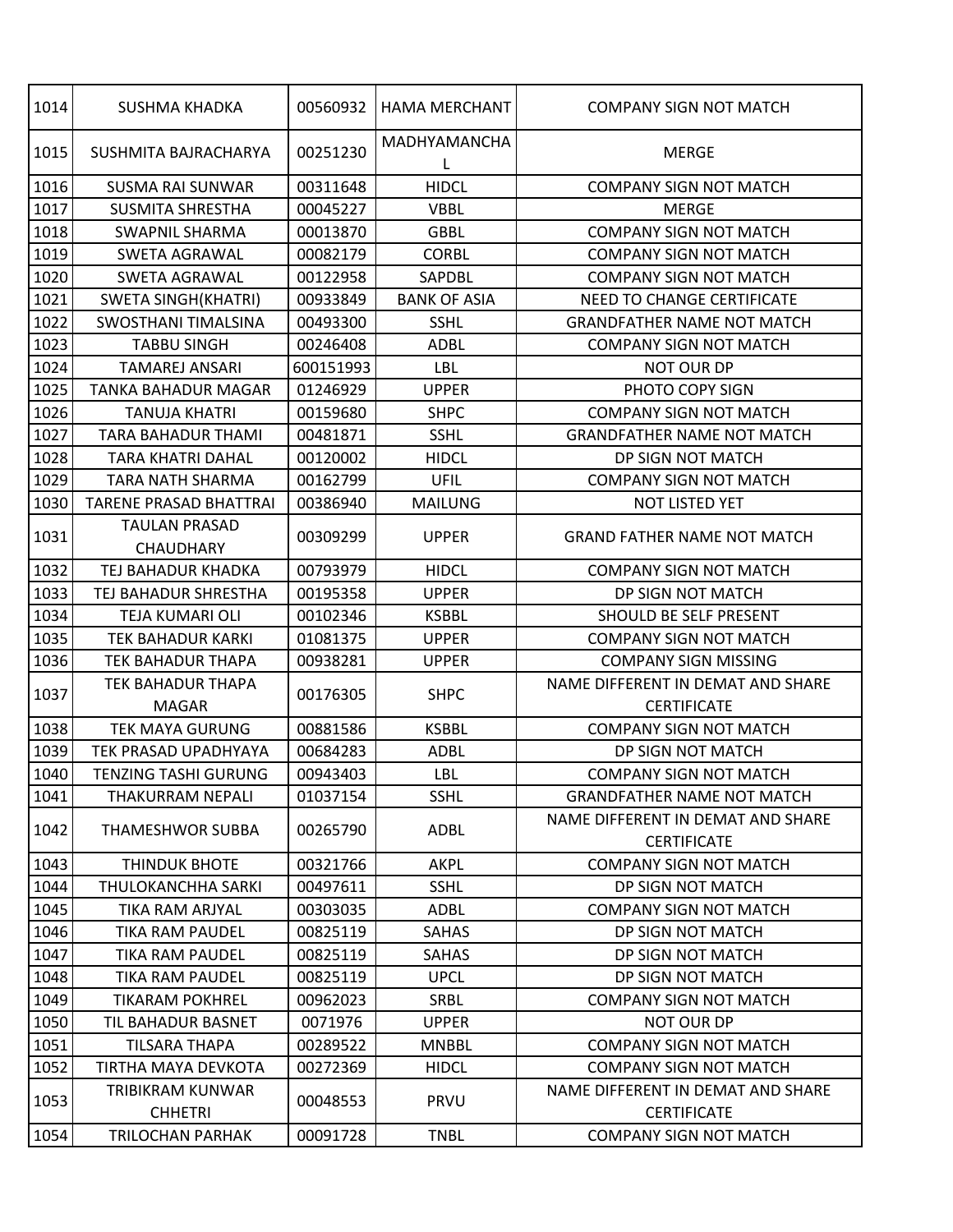| 1014 | SUSHMA KHADKA | 00560932 | HAMA MERCHANT | COMPANY SIGN NOT MATCH |
|---|---|---|---|---|
| 1015 | SUSHMITA BAJRACHARYA | 00251230 | MADHYAMANCHAL | MERGE |
| 1016 | SUSMA RAI SUNWAR | 00311648 | HIDCL | COMPANY SIGN NOT MATCH |
| 1017 | SUSMITA SHRESTHA | 00045227 | VBBL | MERGE |
| 1018 | SWAPNIL SHARMA | 00013870 | GBBL | COMPANY SIGN NOT MATCH |
| 1019 | SWETA AGRAWAL | 00082179 | CORBL | COMPANY SIGN NOT MATCH |
| 1020 | SWETA AGRAWAL | 00122958 | SAPDBL | COMPANY SIGN NOT MATCH |
| 1021 | SWETA SINGH(KHATRI) | 00933849 | BANK OF ASIA | NEED TO CHANGE CERTIFICATE |
| 1022 | SWOSTHANI TIMALSINA | 00493300 | SSHL | GRANDFATHER NAME NOT MATCH |
| 1023 | TABBU SINGH | 00246408 | ADBL | COMPANY SIGN NOT MATCH |
| 1024 | TAMAREJ ANSARI | 600151993 | LBL | NOT OUR DP |
| 1025 | TANKA BAHADUR MAGAR | 01246929 | UPPER | PHOTO COPY SIGN |
| 1026 | TANUJA KHATRI | 00159680 | SHPC | COMPANY SIGN NOT MATCH |
| 1027 | TARA BAHADUR THAMI | 00481871 | SSHL | GRANDFATHER NAME NOT MATCH |
| 1028 | TARA KHATRI DAHAL | 00120002 | HIDCL | DP SIGN NOT MATCH |
| 1029 | TARA NATH SHARMA | 00162799 | UFIL | COMPANY SIGN NOT MATCH |
| 1030 | TARENE PRASAD BHATTRAI | 00386940 | MAILUNG | NOT LISTED YET |
| 1031 | TAULAN PRASAD CHAUDHARY | 00309299 | UPPER | GRAND FATHER NAME NOT MATCH |
| 1032 | TEJ BAHADUR KHADKA | 00793979 | HIDCL | COMPANY SIGN NOT MATCH |
| 1033 | TEJ BAHADUR SHRESTHA | 00195358 | UPPER | DP SIGN NOT MATCH |
| 1034 | TEJA KUMARI OLI | 00102346 | KSBBL | SHOULD BE SELF PRESENT |
| 1035 | TEK BAHADUR KARKI | 01081375 | UPPER | COMPANY SIGN NOT MATCH |
| 1036 | TEK BAHADUR THAPA | 00938281 | UPPER | COMPANY SIGN MISSING |
| 1037 | TEK BAHADUR THAPA MAGAR | 00176305 | SHPC | NAME DIFFERENT IN DEMAT AND SHARE CERTIFICATE |
| 1038 | TEK MAYA GURUNG | 00881586 | KSBBL | COMPANY SIGN NOT MATCH |
| 1039 | TEK PRASAD UPADHYAYA | 00684283 | ADBL | DP SIGN NOT MATCH |
| 1040 | TENZING TASHI GURUNG | 00943403 | LBL | COMPANY SIGN NOT MATCH |
| 1041 | THAKURRAM NEPALI | 01037154 | SSHL | GRANDFATHER NAME NOT MATCH |
| 1042 | THAMESHWOR SUBBA | 00265790 | ADBL | NAME DIFFERENT IN DEMAT AND SHARE CERTIFICATE |
| 1043 | THINDUK BHOTE | 00321766 | AKPL | COMPANY SIGN NOT MATCH |
| 1044 | THULOKANCHHA SARKI | 00497611 | SSHL | DP SIGN NOT MATCH |
| 1045 | TIKA RAM ARJYAL | 00303035 | ADBL | COMPANY SIGN NOT MATCH |
| 1046 | TIKA RAM PAUDEL | 00825119 | SAHAS | DP SIGN NOT MATCH |
| 1047 | TIKA RAM PAUDEL | 00825119 | SAHAS | DP SIGN NOT MATCH |
| 1048 | TIKA RAM PAUDEL | 00825119 | UPCL | DP SIGN NOT MATCH |
| 1049 | TIKARAM POKHREL | 00962023 | SRBL | COMPANY SIGN NOT MATCH |
| 1050 | TIL BAHADUR BASNET | 0071976 | UPPER | NOT OUR DP |
| 1051 | TILSARA THAPA | 00289522 | MNBBL | COMPANY SIGN NOT MATCH |
| 1052 | TIRTHA MAYA DEVKOTA | 00272369 | HIDCL | COMPANY SIGN NOT MATCH |
| 1053 | TRIBIKRAM KUNWAR CHHETRI | 00048553 | PRVU | NAME DIFFERENT IN DEMAT AND SHARE CERTIFICATE |
| 1054 | TRILOCHAN PARHAK | 00091728 | TNBL | COMPANY SIGN NOT MATCH |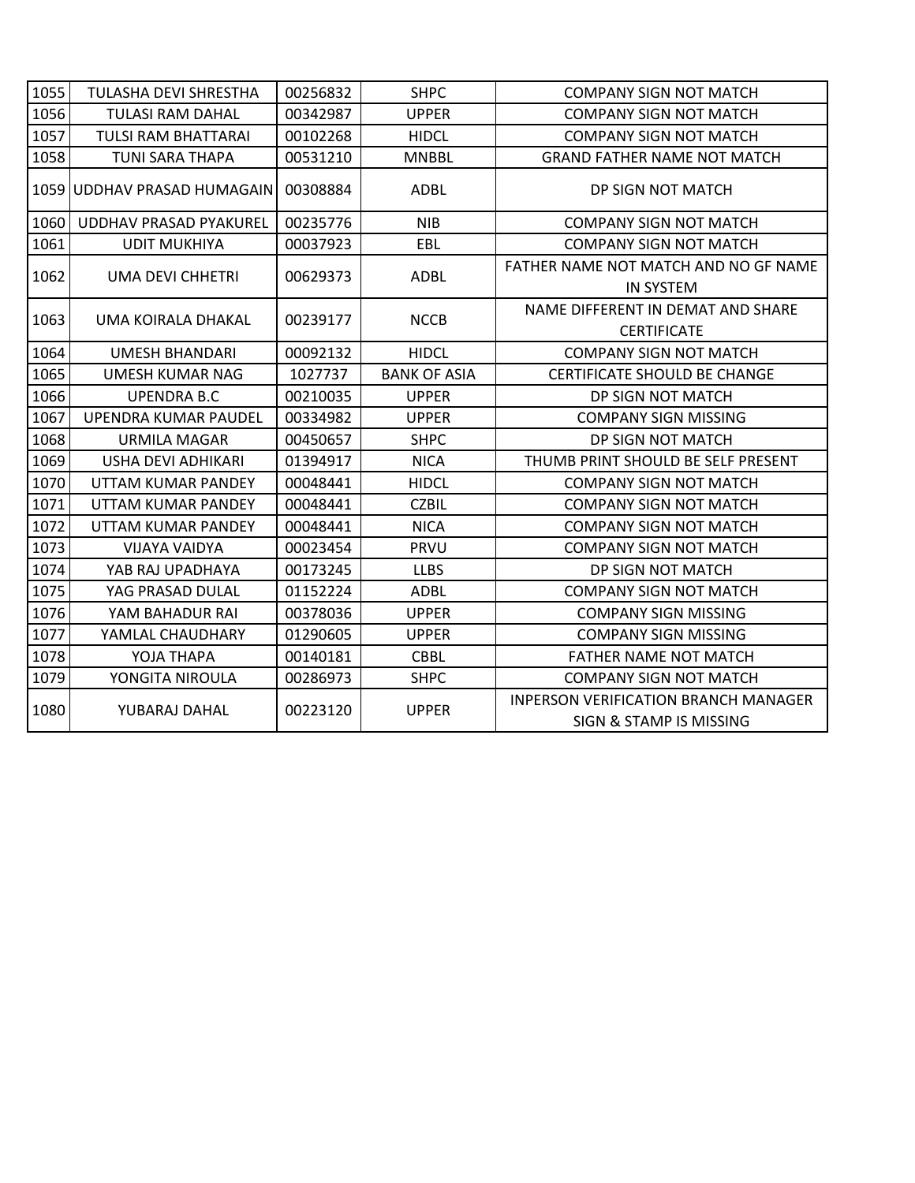| | | | | |
|---|---|---|---|---|
| 1055 | TULASHA DEVI SHRESTHA | 00256832 | SHPC | COMPANY SIGN NOT MATCH |
| 1056 | TULASI RAM DAHAL | 00342987 | UPPER | COMPANY SIGN NOT MATCH |
| 1057 | TULSI RAM BHATTARAI | 00102268 | HIDCL | COMPANY SIGN NOT MATCH |
| 1058 | TUNI SARA THAPA | 00531210 | MNBBL | GRAND FATHER NAME NOT MATCH |
| 1059 | UDDHAV PRASAD HUMAGAIN | 00308884 | ADBL | DP SIGN NOT MATCH |
| 1060 | UDDHAV PRASAD PYAKUREL | 00235776 | NIB | COMPANY SIGN NOT MATCH |
| 1061 | UDIT MUKHIYA | 00037923 | EBL | COMPANY SIGN NOT MATCH |
| 1062 | UMA DEVI CHHETRI | 00629373 | ADBL | FATHER NAME NOT MATCH AND NO GF NAME IN SYSTEM |
| 1063 | UMA KOIRALA DHAKAL | 00239177 | NCCB | NAME DIFFERENT IN DEMAT AND SHARE CERTIFICATE |
| 1064 | UMESH BHANDARI | 00092132 | HIDCL | COMPANY SIGN NOT MATCH |
| 1065 | UMESH KUMAR NAG | 1027737 | BANK OF ASIA | CERTIFICATE SHOULD BE CHANGE |
| 1066 | UPENDRA B.C | 00210035 | UPPER | DP SIGN NOT MATCH |
| 1067 | UPENDRA KUMAR PAUDEL | 00334982 | UPPER | COMPANY SIGN MISSING |
| 1068 | URMILA MAGAR | 00450657 | SHPC | DP SIGN NOT MATCH |
| 1069 | USHA DEVI ADHIKARI | 01394917 | NICA | THUMB PRINT SHOULD BE SELF PRESENT |
| 1070 | UTTAM KUMAR PANDEY | 00048441 | HIDCL | COMPANY SIGN NOT MATCH |
| 1071 | UTTAM KUMAR PANDEY | 00048441 | CZBIL | COMPANY SIGN NOT MATCH |
| 1072 | UTTAM KUMAR PANDEY | 00048441 | NICA | COMPANY SIGN NOT MATCH |
| 1073 | VIJAYA VAIDYA | 00023454 | PRVU | COMPANY SIGN NOT MATCH |
| 1074 | YAB RAJ UPADHAYA | 00173245 | LLBS | DP SIGN NOT MATCH |
| 1075 | YAG PRASAD DULAL | 01152224 | ADBL | COMPANY SIGN NOT MATCH |
| 1076 | YAM BAHADUR RAI | 00378036 | UPPER | COMPANY SIGN MISSING |
| 1077 | YAMLAL CHAUDHARY | 01290605 | UPPER | COMPANY SIGN MISSING |
| 1078 | YOJA THAPA | 00140181 | CBBL | FATHER NAME NOT MATCH |
| 1079 | YONGITA NIROULA | 00286973 | SHPC | COMPANY SIGN NOT MATCH |
| 1080 | YUBARAJ DAHAL | 00223120 | UPPER | INPERSON VERIFICATION BRANCH MANAGER SIGN & STAMP IS MISSING |